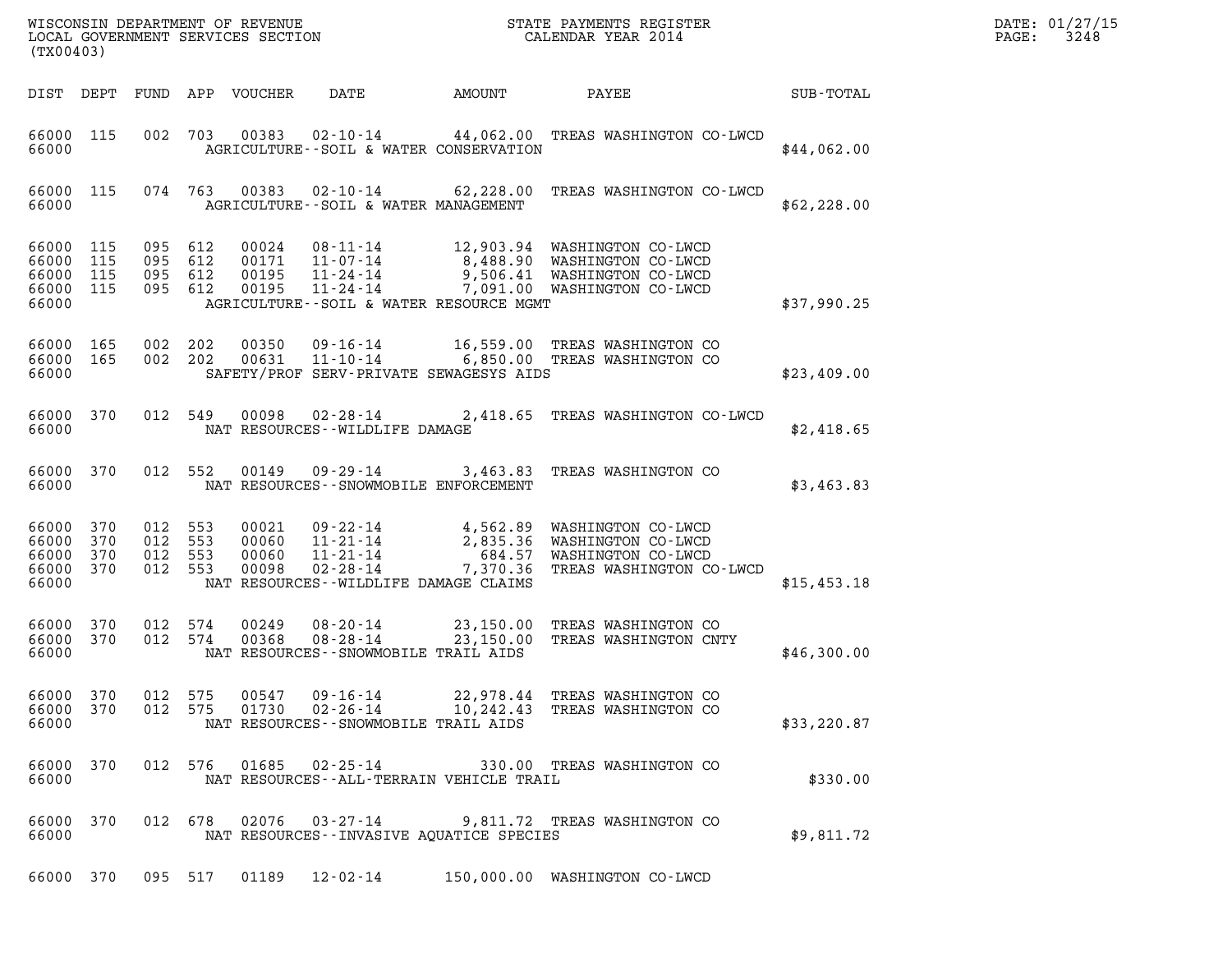WISCONSIN DEPARTMENT OF REVENUE
LOCAL GOVERNMENT SERVICES SECTION
(TX00403)

STATE PAYMENTS REGISTER
CALENDAR YEAR 2014

DATE: 01/27/15

| DIST | DEPT | FUND | APP | VOUCHER | DATE | AMOUNT | PAYEE | SUB-TOTAL |
|---|---|---|---|---|---|---|---|---|
| 66000 | 115 | 002 | 703 | 00383 | 02-10-14 | 44,062.00 | TREAS WASHINGTON CO-LWCD | |
| 66000 | | | | | AGRICULTURE--SOIL & WATER CONSERVATION | | | $44,062.00 |
| 66000 | 115 | 074 | 763 | 00383 | 02-10-14 | 62,228.00 | TREAS WASHINGTON CO-LWCD | |
| 66000 | | | | | AGRICULTURE--SOIL & WATER MANAGEMENT | | | $62,228.00 |
| 66000 | 115 | 095 | 612 | 00024 | 08-11-14 | 12,903.94 | WASHINGTON CO-LWCD | |
| 66000 | 115 | 095 | 612 | 00171 | 11-07-14 | 8,488.90 | WASHINGTON CO-LWCD | |
| 66000 | 115 | 095 | 612 | 00195 | 11-24-14 | 9,506.41 | WASHINGTON CO-LWCD | |
| 66000 | 115 | 095 | 612 | 00195 | 11-24-14 | 7,091.00 | WASHINGTON CO-LWCD | |
| 66000 | | | | | AGRICULTURE--SOIL & WATER RESOURCE MGMT | | | $37,990.25 |
| 66000 | 165 | 002 | 202 | 00350 | 09-16-14 | 16,559.00 | TREAS WASHINGTON CO | |
| 66000 | 165 | 002 | 202 | 00631 | 11-10-14 | 6,850.00 | TREAS WASHINGTON CO | |
| 66000 | | | | | SAFETY/PROF SERV-PRIVATE SEWAGESYS AIDS | | | $23,409.00 |
| 66000 | 370 | 012 | 549 | 00098 | 02-28-14 | 2,418.65 | TREAS WASHINGTON CO-LWCD | |
| 66000 | | | | | NAT RESOURCES--WILDLIFE DAMAGE | | | $2,418.65 |
| 66000 | 370 | 012 | 552 | 00149 | 09-29-14 | 3,463.83 | TREAS WASHINGTON CO | |
| 66000 | | | | | NAT RESOURCES--SNOWMOBILE ENFORCEMENT | | | $3,463.83 |
| 66000 | 370 | 012 | 553 | 00021 | 09-22-14 | 4,562.89 | WASHINGTON CO-LWCD | |
| 66000 | 370 | 012 | 553 | 00060 | 11-21-14 | 2,835.36 | WASHINGTON CO-LWCD | |
| 66000 | 370 | 012 | 553 | 00060 | 11-21-14 | 684.57 | WASHINGTON CO-LWCD | |
| 66000 | 370 | 012 | 553 | 00098 | 02-28-14 | 7,370.36 | TREAS WASHINGTON CO-LWCD | |
| 66000 | | | | | NAT RESOURCES--WILDLIFE DAMAGE CLAIMS | | | $15,453.18 |
| 66000 | 370 | 012 | 574 | 00249 | 08-20-14 | 23,150.00 | TREAS WASHINGTON CO | |
| 66000 | 370 | 012 | 574 | 00368 | 08-28-14 | 23,150.00 | TREAS WASHINGTON CNTY | |
| 66000 | | | | | NAT RESOURCES--SNOWMOBILE TRAIL AIDS | | | $46,300.00 |
| 66000 | 370 | 012 | 575 | 00547 | 09-16-14 | 22,978.44 | TREAS WASHINGTON CO | |
| 66000 | 370 | 012 | 575 | 01730 | 02-26-14 | 10,242.43 | TREAS WASHINGTON CO | |
| 66000 | | | | | NAT RESOURCES--SNOWMOBILE TRAIL AIDS | | | $33,220.87 |
| 66000 | 370 | 012 | 576 | 01685 | 02-25-14 | 330.00 | TREAS WASHINGTON CO | |
| 66000 | | | | | NAT RESOURCES--ALL-TERRAIN VEHICLE TRAIL | | | $330.00 |
| 66000 | 370 | 012 | 678 | 02076 | 03-27-14 | 9,811.72 | TREAS WASHINGTON CO | |
| 66000 | | | | | NAT RESOURCES--INVASIVE AQUATICE SPECIES | | | $9,811.72 |
| 66000 | 370 | 095 | 517 | 01189 | 12-02-14 | 150,000.00 | WASHINGTON CO-LWCD | |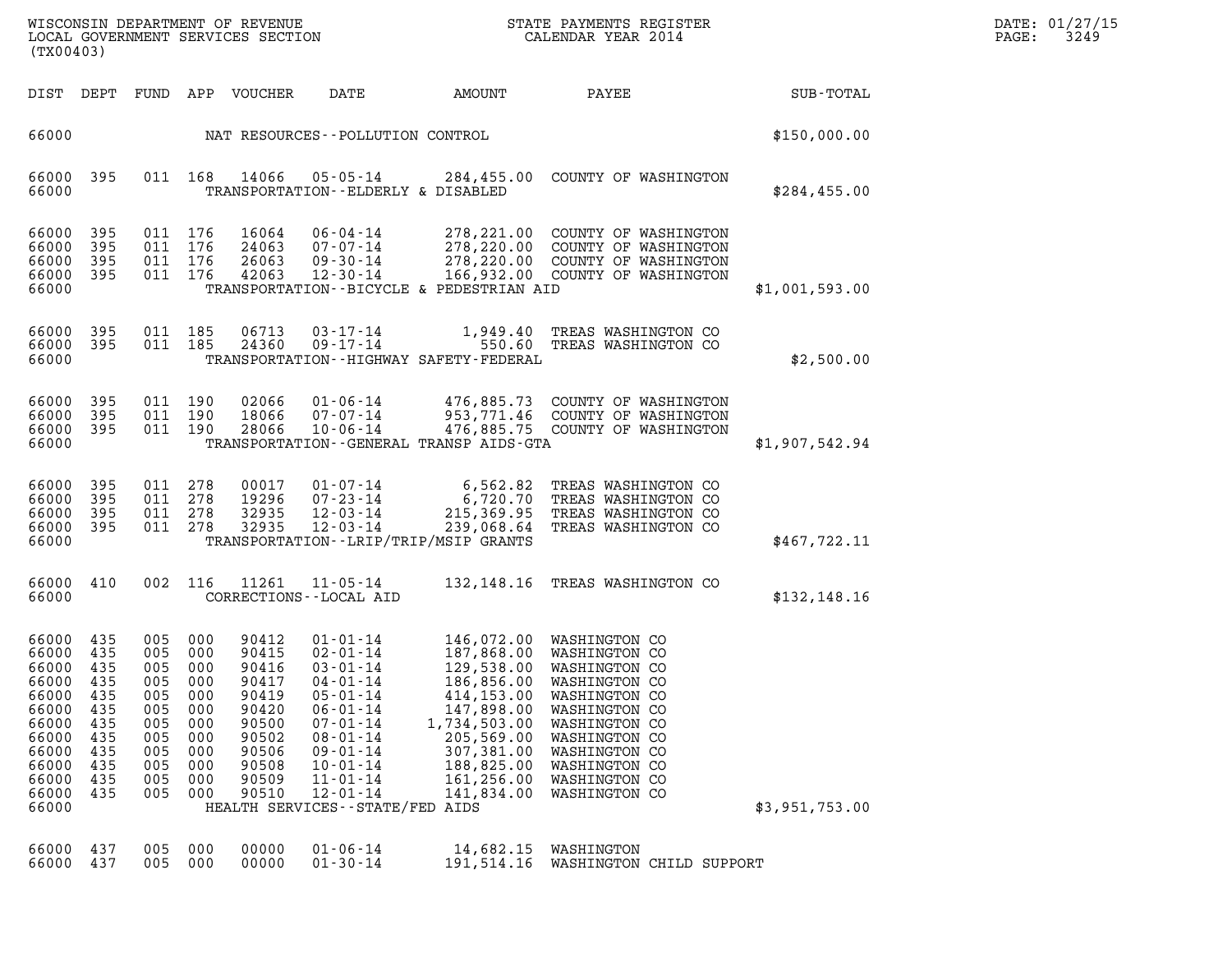| DIST | DEPT | FUND | APP | VOUCHER | DATE | AMOUNT | PAYEE | SUB-TOTAL |
|---|---|---|---|---|---|---|---|---|
| 66000 | | | | | NAT RESOURCES--POLLUTION CONTROL | | | $150,000.00 |
| 66000 | 395 | 011 | 168 | 14066 | 05-05-14 | 284,455.00 | COUNTY OF WASHINGTON | |
| 66000 | | | | | TRANSPORTATION--ELDERLY & DISABLED | | | $284,455.00 |
| 66000 | 395 | 011 | 176 | 16064 | 06-04-14 | 278,221.00 | COUNTY OF WASHINGTON | |
| 66000 | 395 | 011 | 176 | 24063 | 07-07-14 | 278,220.00 | COUNTY OF WASHINGTON | |
| 66000 | 395 | 011 | 176 | 26063 | 09-30-14 | 278,220.00 | COUNTY OF WASHINGTON | |
| 66000 | 395 | 011 | 176 | 42063 | 12-30-14 | 166,932.00 | COUNTY OF WASHINGTON | |
| 66000 | | | | | TRANSPORTATION--BICYCLE & PEDESTRIAN AID | | | $1,001,593.00 |
| 66000 | 395 | 011 | 185 | 06713 | 03-17-14 | 1,949.40 | TREAS WASHINGTON CO | |
| 66000 | 395 | 011 | 185 | 24360 | 09-17-14 | 550.60 | TREAS WASHINGTON CO | |
| 66000 | | | | | TRANSPORTATION--HIGHWAY SAFETY-FEDERAL | | | $2,500.00 |
| 66000 | 395 | 011 | 190 | 02066 | 01-06-14 | 476,885.73 | COUNTY OF WASHINGTON | |
| 66000 | 395 | 011 | 190 | 18066 | 07-07-14 | 953,771.46 | COUNTY OF WASHINGTON | |
| 66000 | 395 | 011 | 190 | 28066 | 10-06-14 | 476,885.75 | COUNTY OF WASHINGTON | |
| 66000 | | | | | TRANSPORTATION--GENERAL TRANSP AIDS-GTA | | | $1,907,542.94 |
| 66000 | 395 | 011 | 278 | 00017 | 01-07-14 | 6,562.82 | TREAS WASHINGTON CO | |
| 66000 | 395 | 011 | 278 | 19296 | 07-23-14 | 6,720.70 | TREAS WASHINGTON CO | |
| 66000 | 395 | 011 | 278 | 32935 | 12-03-14 | 215,369.95 | TREAS WASHINGTON CO | |
| 66000 | 395 | 011 | 278 | 32935 | 12-03-14 | 239,068.64 | TREAS WASHINGTON CO | |
| 66000 | | | | | TRANSPORTATION--LRIP/TRIP/MSIP GRANTS | | | $467,722.11 |
| 66000 | 410 | 002 | 116 | 11261 | 11-05-14 | 132,148.16 | TREAS WASHINGTON CO | |
| 66000 | | | | | CORRECTIONS--LOCAL AID | | | $132,148.16 |
| 66000 | 435 | 005 | 000 | 90412 | 01-01-14 | 146,072.00 | WASHINGTON CO | |
| 66000 | 435 | 005 | 000 | 90415 | 02-01-14 | 187,868.00 | WASHINGTON CO | |
| 66000 | 435 | 005 | 000 | 90416 | 03-01-14 | 129,538.00 | WASHINGTON CO | |
| 66000 | 435 | 005 | 000 | 90417 | 04-01-14 | 186,856.00 | WASHINGTON CO | |
| 66000 | 435 | 005 | 000 | 90419 | 05-01-14 | 414,153.00 | WASHINGTON CO | |
| 66000 | 435 | 005 | 000 | 90420 | 06-01-14 | 147,898.00 | WASHINGTON CO | |
| 66000 | 435 | 005 | 000 | 90500 | 07-01-14 | 1,734,503.00 | WASHINGTON CO | |
| 66000 | 435 | 005 | 000 | 90502 | 08-01-14 | 205,569.00 | WASHINGTON CO | |
| 66000 | 435 | 005 | 000 | 90506 | 09-01-14 | 307,381.00 | WASHINGTON CO | |
| 66000 | 435 | 005 | 000 | 90508 | 10-01-14 | 188,825.00 | WASHINGTON CO | |
| 66000 | 435 | 005 | 000 | 90509 | 11-01-14 | 161,256.00 | WASHINGTON CO | |
| 66000 | 435 | 005 | 000 | 90510 | 12-01-14 | 141,834.00 | WASHINGTON CO | |
| 66000 | | | | | HEALTH SERVICES--STATE/FED AIDS | | | $3,951,753.00 |
| 66000 | 437 | 005 | 000 | 00000 | 01-06-14 | 14,682.15 | WASHINGTON | |
| 66000 | 437 | 005 | 000 | 00000 | 01-30-14 | 191,514.16 | WASHINGTON CHILD SUPPORT | |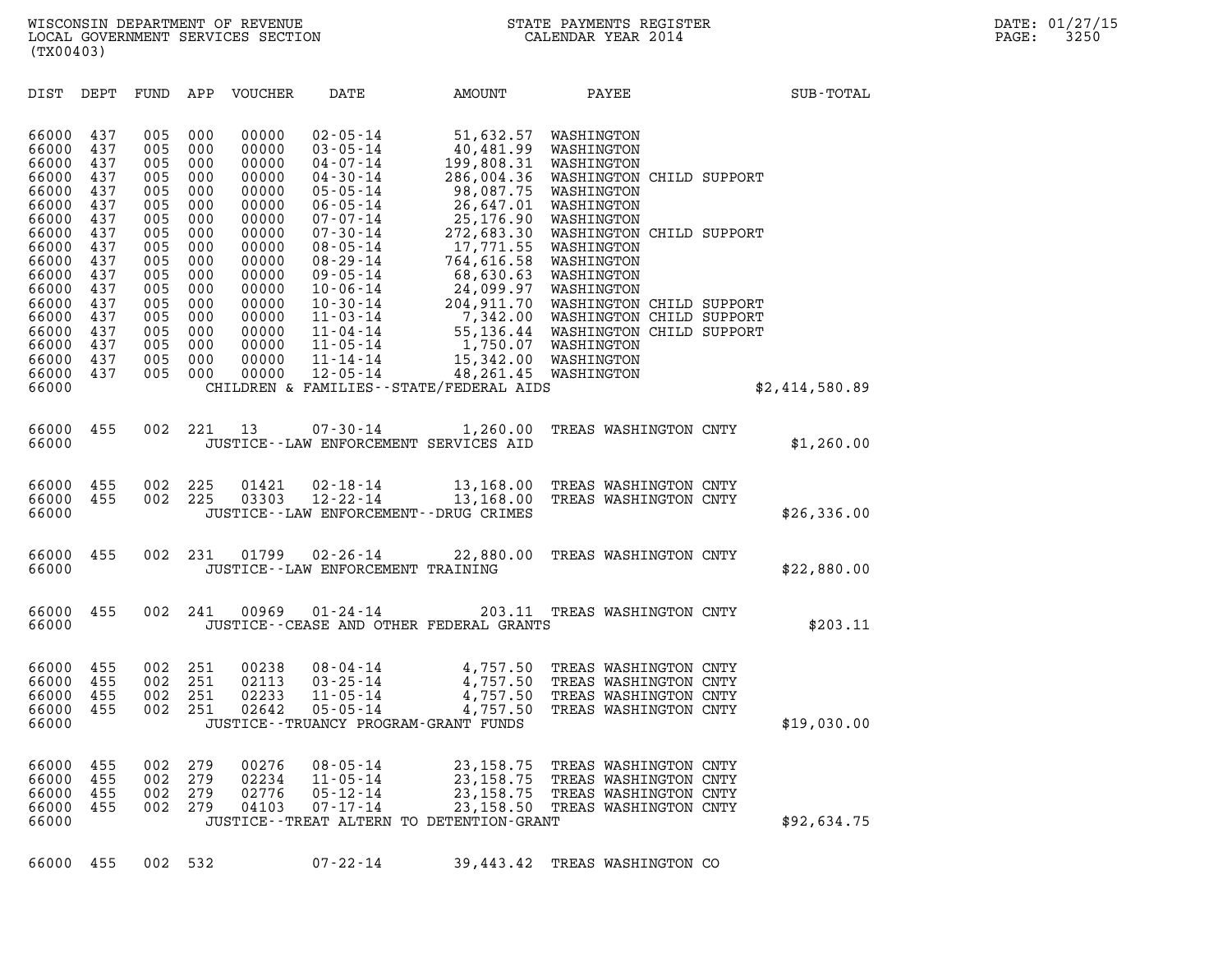WISCONSIN DEPARTMENT OF REVENUE
LOCAL GOVERNMENT SERVICES SECTION
(TX00403)

STATE PAYMENTS REGISTER
CALENDAR YEAR 2014

DATE: 01/27/15

| DIST | DEPT | FUND | APP | VOUCHER | DATE | AMOUNT | PAYEE | SUB-TOTAL |
|---|---|---|---|---|---|---|---|---|
| 66000 | 437 | 005 | 000 | 00000 | 02-05-14 | 51,632.57 | WASHINGTON | |
| 66000 | 437 | 005 | 000 | 00000 | 03-05-14 | 40,481.99 | WASHINGTON | |
| 66000 | 437 | 005 | 000 | 00000 | 04-07-14 | 199,808.31 | WASHINGTON | |
| 66000 | 437 | 005 | 000 | 00000 | 04-30-14 | 286,004.36 | WASHINGTON CHILD SUPPORT | |
| 66000 | 437 | 005 | 000 | 00000 | 05-05-14 | 98,087.75 | WASHINGTON | |
| 66000 | 437 | 005 | 000 | 00000 | 06-05-14 | 26,647.01 | WASHINGTON | |
| 66000 | 437 | 005 | 000 | 00000 | 07-07-14 | 25,176.90 | WASHINGTON | |
| 66000 | 437 | 005 | 000 | 00000 | 07-30-14 | 272,683.30 | WASHINGTON CHILD SUPPORT | |
| 66000 | 437 | 005 | 000 | 00000 | 08-05-14 | 17,771.55 | WASHINGTON | |
| 66000 | 437 | 005 | 000 | 00000 | 08-29-14 | 764,616.58 | WASHINGTON | |
| 66000 | 437 | 005 | 000 | 00000 | 09-05-14 | 68,630.63 | WASHINGTON | |
| 66000 | 437 | 005 | 000 | 00000 | 10-06-14 | 24,099.97 | WASHINGTON | |
| 66000 | 437 | 005 | 000 | 00000 | 10-30-14 | 204,911.70 | WASHINGTON CHILD SUPPORT | |
| 66000 | 437 | 005 | 000 | 00000 | 11-03-14 | 7,342.00 | WASHINGTON CHILD SUPPORT | |
| 66000 | 437 | 005 | 000 | 00000 | 11-04-14 | 55,136.44 | WASHINGTON CHILD SUPPORT | |
| 66000 | 437 | 005 | 000 | 00000 | 11-05-14 | 1,750.07 | WASHINGTON | |
| 66000 | 437 | 005 | 000 | 00000 | 11-14-14 | 15,342.00 | WASHINGTON | |
| 66000 | 437 | 005 | 000 | 00000 | 12-05-14 | 48,261.45 | WASHINGTON | |
| 66000 | | | | | CHILDREN & FAMILIES--STATE/FEDERAL AIDS | | | $2,414,580.89 |
| 66000 | 455 | 002 | 221 | 13 | 07-30-14 | 1,260.00 | TREAS WASHINGTON CNTY | |
| 66000 | | | | | JUSTICE--LAW ENFORCEMENT SERVICES AID | | | $1,260.00 |
| 66000 | 455 | 002 | 225 | 01421 | 02-18-14 | 13,168.00 | TREAS WASHINGTON CNTY | |
| 66000 | 455 | 002 | 225 | 03303 | 12-22-14 | 13,168.00 | TREAS WASHINGTON CNTY | |
| 66000 | | | | | JUSTICE--LAW ENFORCEMENT--DRUG CRIMES | | | $26,336.00 |
| 66000 | 455 | 002 | 231 | 01799 | 02-26-14 | 22,880.00 | TREAS WASHINGTON CNTY | |
| 66000 | | | | | JUSTICE--LAW ENFORCEMENT TRAINING | | | $22,880.00 |
| 66000 | 455 | 002 | 241 | 00969 | 01-24-14 | 203.11 | TREAS WASHINGTON CNTY | |
| 66000 | | | | | JUSTICE--CEASE AND OTHER FEDERAL GRANTS | | | $203.11 |
| 66000 | 455 | 002 | 251 | 00238 | 08-04-14 | 4,757.50 | TREAS WASHINGTON CNTY | |
| 66000 | 455 | 002 | 251 | 02113 | 03-25-14 | 4,757.50 | TREAS WASHINGTON CNTY | |
| 66000 | 455 | 002 | 251 | 02233 | 11-05-14 | 4,757.50 | TREAS WASHINGTON CNTY | |
| 66000 | 455 | 002 | 251 | 02642 | 05-05-14 | 4,757.50 | TREAS WASHINGTON CNTY | |
| 66000 | | | | | JUSTICE--TRUANCY PROGRAM-GRANT FUNDS | | | $19,030.00 |
| 66000 | 455 | 002 | 279 | 00276 | 08-05-14 | 23,158.75 | TREAS WASHINGTON CNTY | |
| 66000 | 455 | 002 | 279 | 02234 | 11-05-14 | 23,158.75 | TREAS WASHINGTON CNTY | |
| 66000 | 455 | 002 | 279 | 02776 | 05-12-14 | 23,158.75 | TREAS WASHINGTON CNTY | |
| 66000 | 455 | 002 | 279 | 04103 | 07-17-14 | 23,158.50 | TREAS WASHINGTON CNTY | |
| 66000 | | | | | JUSTICE--TREAT ALTERN TO DETENTION-GRANT | | | $92,634.75 |
| 66000 | 455 | 002 | 532 | | 07-22-14 | 39,443.42 | TREAS WASHINGTON CO | |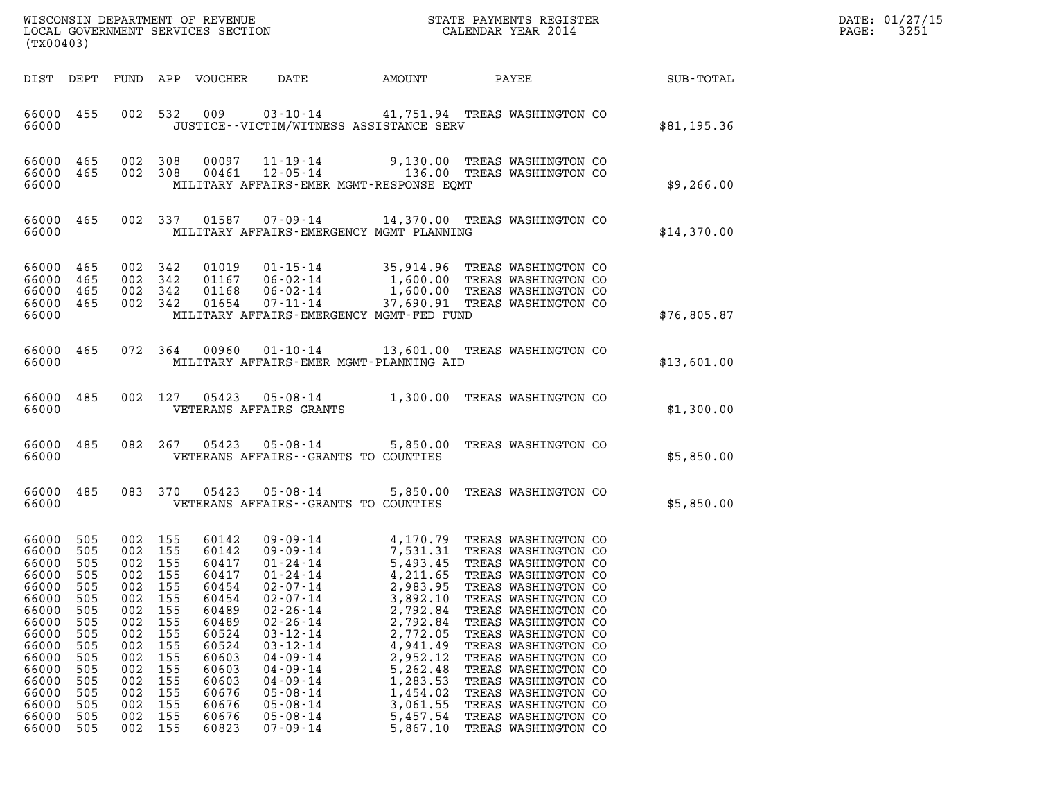WISCONSIN DEPARTMENT OF REVENUE
LOCAL GOVERNMENT SERVICES SECTION
(TX00403)

STATE PAYMENTS REGISTER
CALENDAR YEAR 2014

DATE: 01/27/15
PAGE: 3251

| DIST | DEPT | FUND | APP | VOUCHER | DATE | AMOUNT | PAYEE | SUB-TOTAL |
|---|---|---|---|---|---|---|---|---|
| 66000 | 455 | 002 | 532 | 009 | 03-10-14 | 41,751.94 | TREAS WASHINGTON CO | |
| 66000 | | | | | JUSTICE--VICTIM/WITNESS ASSISTANCE SERV | | | $81,195.36 |
| 66000 | 465 | 002 | 308 | 00097 | 11-19-14 | 9,130.00 | TREAS WASHINGTON CO | |
| 66000 | 465 | 002 | 308 | 00461 | 12-05-14 | 136.00 | TREAS WASHINGTON CO | |
| 66000 | | | | | MILITARY AFFAIRS-EMER MGMT-RESPONSE EQMT | | | $9,266.00 |
| 66000 | 465 | 002 | 337 | 01587 | 07-09-14 | 14,370.00 | TREAS WASHINGTON CO | |
| 66000 | | | | | MILITARY AFFAIRS-EMERGENCY MGMT PLANNING | | | $14,370.00 |
| 66000 | 465 | 002 | 342 | 01019 | 01-15-14 | 35,914.96 | TREAS WASHINGTON CO | |
| 66000 | 465 | 002 | 342 | 01167 | 06-02-14 | 1,600.00 | TREAS WASHINGTON CO | |
| 66000 | 465 | 002 | 342 | 01168 | 06-02-14 | 1,600.00 | TREAS WASHINGTON CO | |
| 66000 | 465 | 002 | 342 | 01654 | 07-11-14 | 37,690.91 | TREAS WASHINGTON CO | |
| 66000 | | | | | MILITARY AFFAIRS-EMERGENCY MGMT-FED FUND | | | $76,805.87 |
| 66000 | 465 | 072 | 364 | 00960 | 01-10-14 | 13,601.00 | TREAS WASHINGTON CO | |
| 66000 | | | | | MILITARY AFFAIRS-EMER MGMT-PLANNING AID | | | $13,601.00 |
| 66000 | 485 | 002 | 127 | 05423 | 05-08-14 | 1,300.00 | TREAS WASHINGTON CO | |
| 66000 | | | | | VETERANS AFFAIRS GRANTS | | | $1,300.00 |
| 66000 | 485 | 082 | 267 | 05423 | 05-08-14 | 5,850.00 | TREAS WASHINGTON CO | |
| 66000 | | | | | VETERANS AFFAIRS--GRANTS TO COUNTIES | | | $5,850.00 |
| 66000 | 485 | 083 | 370 | 05423 | 05-08-14 | 5,850.00 | TREAS WASHINGTON CO | |
| 66000 | | | | | VETERANS AFFAIRS--GRANTS TO COUNTIES | | | $5,850.00 |
| 66000 | 505 | 002 | 155 | 60142 | 09-09-14 | 4,170.79 | TREAS WASHINGTON CO | |
| 66000 | 505 | 002 | 155 | 60142 | 09-09-14 | 7,531.31 | TREAS WASHINGTON CO | |
| 66000 | 505 | 002 | 155 | 60417 | 01-24-14 | 5,493.45 | TREAS WASHINGTON CO | |
| 66000 | 505 | 002 | 155 | 60417 | 01-24-14 | 4,211.65 | TREAS WASHINGTON CO | |
| 66000 | 505 | 002 | 155 | 60454 | 02-07-14 | 2,983.95 | TREAS WASHINGTON CO | |
| 66000 | 505 | 002 | 155 | 60454 | 02-07-14 | 3,892.10 | TREAS WASHINGTON CO | |
| 66000 | 505 | 002 | 155 | 60489 | 02-26-14 | 2,792.84 | TREAS WASHINGTON CO | |
| 66000 | 505 | 002 | 155 | 60489 | 02-26-14 | 2,792.84 | TREAS WASHINGTON CO | |
| 66000 | 505 | 002 | 155 | 60524 | 03-12-14 | 2,772.05 | TREAS WASHINGTON CO | |
| 66000 | 505 | 002 | 155 | 60524 | 03-12-14 | 4,941.49 | TREAS WASHINGTON CO | |
| 66000 | 505 | 002 | 155 | 60603 | 04-09-14 | 2,952.12 | TREAS WASHINGTON CO | |
| 66000 | 505 | 002 | 155 | 60603 | 04-09-14 | 5,262.48 | TREAS WASHINGTON CO | |
| 66000 | 505 | 002 | 155 | 60603 | 04-09-14 | 1,283.53 | TREAS WASHINGTON CO | |
| 66000 | 505 | 002 | 155 | 60676 | 05-08-14 | 1,454.02 | TREAS WASHINGTON CO | |
| 66000 | 505 | 002 | 155 | 60676 | 05-08-14 | 3,061.55 | TREAS WASHINGTON CO | |
| 66000 | 505 | 002 | 155 | 60676 | 05-08-14 | 5,457.54 | TREAS WASHINGTON CO | |
| 66000 | 505 | 002 | 155 | 60823 | 07-09-14 | 5,867.10 | TREAS WASHINGTON CO | |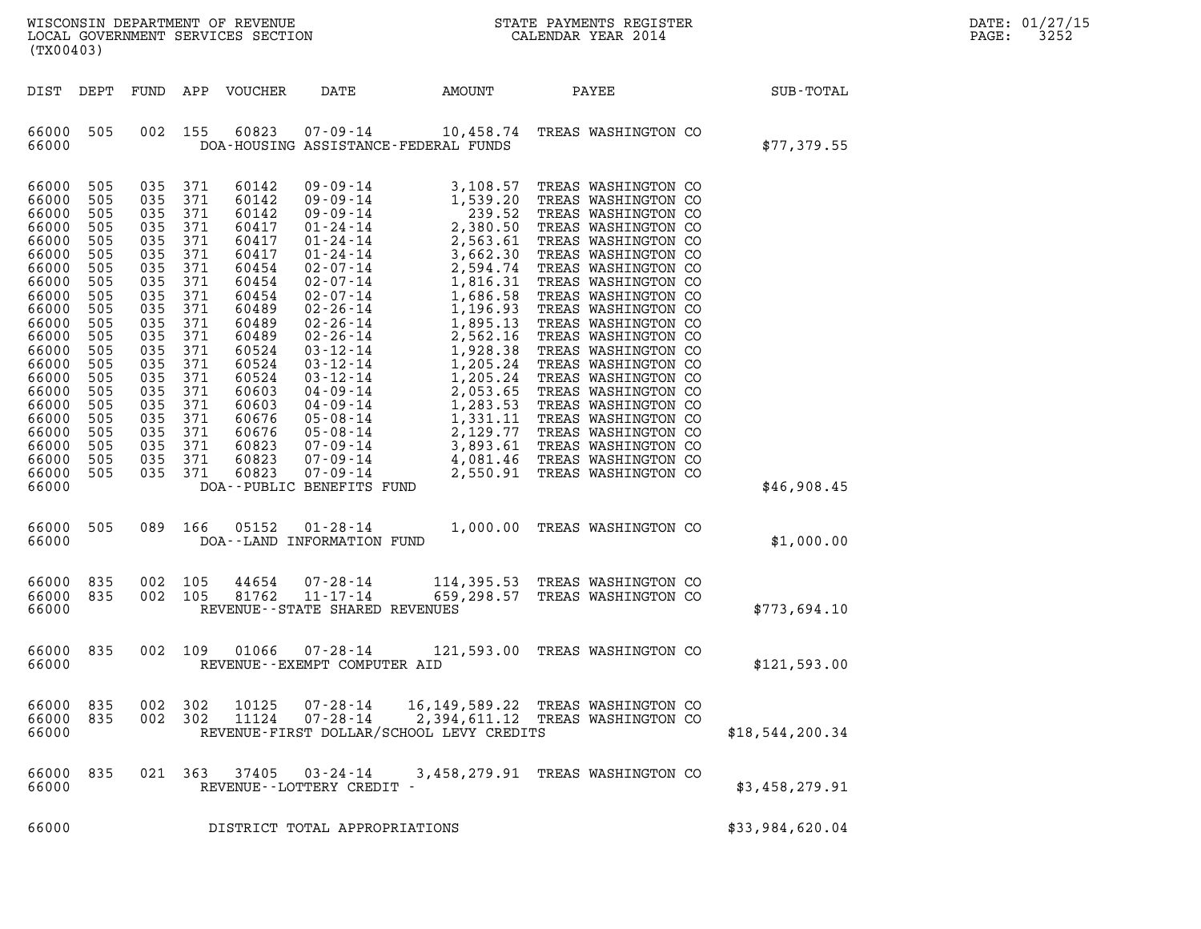| DIST | DEPT | FUND | APP | VOUCHER | DATE | AMOUNT | PAYEE | SUB-TOTAL |
|---|---|---|---|---|---|---|---|---|
| 66000 | 505 | 002 | 155 | 60823 | 07-09-14 | 10,458.74 | TREAS WASHINGTON CO | |
| 66000 | | | | DOA-HOUSING ASSISTANCE-FEDERAL FUNDS | | | | $77,379.55 |
| 66000 | 505 | 035 | 371 | 60142 | 09-09-14 | 3,108.57 | TREAS WASHINGTON CO | |
| 66000 | 505 | 035 | 371 | 60142 | 09-09-14 | 1,539.20 | TREAS WASHINGTON CO | |
| 66000 | 505 | 035 | 371 | 60142 | 09-09-14 | 239.52 | TREAS WASHINGTON CO | |
| 66000 | 505 | 035 | 371 | 60417 | 01-24-14 | 2,380.50 | TREAS WASHINGTON CO | |
| 66000 | 505 | 035 | 371 | 60417 | 01-24-14 | 2,563.61 | TREAS WASHINGTON CO | |
| 66000 | 505 | 035 | 371 | 60417 | 01-24-14 | 3,662.30 | TREAS WASHINGTON CO | |
| 66000 | 505 | 035 | 371 | 60454 | 02-07-14 | 2,594.74 | TREAS WASHINGTON CO | |
| 66000 | 505 | 035 | 371 | 60454 | 02-07-14 | 1,816.31 | TREAS WASHINGTON CO | |
| 66000 | 505 | 035 | 371 | 60454 | 02-07-14 | 1,686.58 | TREAS WASHINGTON CO | |
| 66000 | 505 | 035 | 371 | 60489 | 02-26-14 | 1,196.93 | TREAS WASHINGTON CO | |
| 66000 | 505 | 035 | 371 | 60489 | 02-26-14 | 1,895.13 | TREAS WASHINGTON CO | |
| 66000 | 505 | 035 | 371 | 60489 | 02-26-14 | 2,562.16 | TREAS WASHINGTON CO | |
| 66000 | 505 | 035 | 371 | 60524 | 03-12-14 | 1,928.38 | TREAS WASHINGTON CO | |
| 66000 | 505 | 035 | 371 | 60524 | 03-12-14 | 1,205.24 | TREAS WASHINGTON CO | |
| 66000 | 505 | 035 | 371 | 60524 | 03-12-14 | 1,205.24 | TREAS WASHINGTON CO | |
| 66000 | 505 | 035 | 371 | 60603 | 04-09-14 | 2,053.65 | TREAS WASHINGTON CO | |
| 66000 | 505 | 035 | 371 | 60603 | 04-09-14 | 1,283.53 | TREAS WASHINGTON CO | |
| 66000 | 505 | 035 | 371 | 60676 | 05-08-14 | 1,331.11 | TREAS WASHINGTON CO | |
| 66000 | 505 | 035 | 371 | 60676 | 05-08-14 | 2,129.77 | TREAS WASHINGTON CO | |
| 66000 | 505 | 035 | 371 | 60823 | 07-09-14 | 3,893.61 | TREAS WASHINGTON CO | |
| 66000 | 505 | 035 | 371 | 60823 | 07-09-14 | 4,081.46 | TREAS WASHINGTON CO | |
| 66000 | 505 | 035 | 371 | 60823 | 07-09-14 | 2,550.91 | TREAS WASHINGTON CO | |
| 66000 | | | | DOA--PUBLIC BENEFITS FUND | | | | $46,908.45 |
| 66000 | 505 | 089 | 166 | 05152 | 01-28-14 | 1,000.00 | TREAS WASHINGTON CO | |
| 66000 | | | | DOA--LAND INFORMATION FUND | | | | $1,000.00 |
| 66000 | 835 | 002 | 105 | 44654 | 07-28-14 | 114,395.53 | TREAS WASHINGTON CO | |
| 66000 | 835 | 002 | 105 | 81762 | 11-17-14 | 659,298.57 | TREAS WASHINGTON CO | |
| 66000 | | | | REVENUE--STATE SHARED REVENUES | | | | $773,694.10 |
| 66000 | 835 | 002 | 109 | 01066 | 07-28-14 | 121,593.00 | TREAS WASHINGTON CO | |
| 66000 | | | | REVENUE--EXEMPT COMPUTER AID | | | | $121,593.00 |
| 66000 | 835 | 002 | 302 | 10125 | 07-28-14 | 16,149,589.22 | TREAS WASHINGTON CO | |
| 66000 | 835 | 002 | 302 | 11124 | 07-28-14 | 2,394,611.12 | TREAS WASHINGTON CO | |
| 66000 | | | | REVENUE-FIRST DOLLAR/SCHOOL LEVY CREDITS | | | | $18,544,200.34 |
| 66000 | 835 | 021 | 363 | 37405 | 03-24-14 | 3,458,279.91 | TREAS WASHINGTON CO | |
| 66000 | | | | REVENUE--LOTTERY CREDIT - | | | | $3,458,279.91 |
| 66000 | | | | DISTRICT TOTAL APPROPRIATIONS | | | | $33,984,620.04 |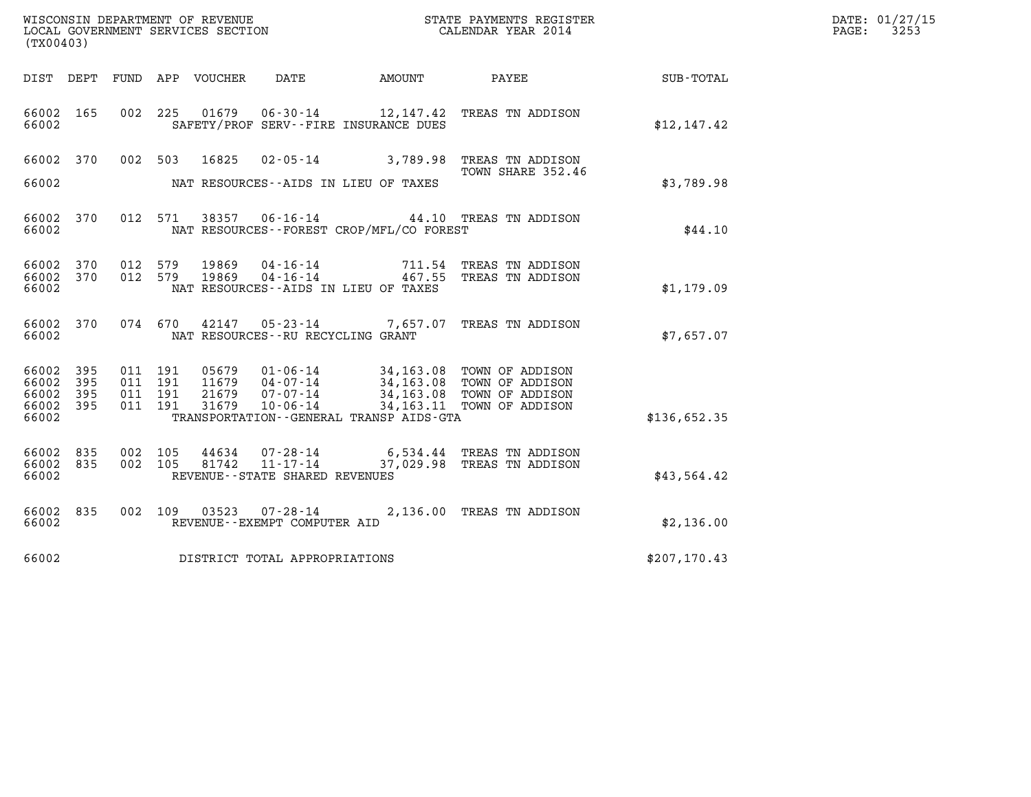WISCONSIN DEPARTMENT OF REVENUE
LOCAL GOVERNMENT SERVICES SECTION
(TX00403)

STATE PAYMENTS REGISTER
CALENDAR YEAR 2014

DATE: 01/27/15
PAGE: 3253

| DIST | DEPT | FUND | APP | VOUCHER | DATE | AMOUNT | PAYEE | SUB-TOTAL |
|---|---|---|---|---|---|---|---|---|
| 66002 | 165 | 002 | 225 | 01679 | 06-30-14 | 12,147.42 | TREAS TN ADDISON | |
| 66002 | | | | | SAFETY/PROF SERV--FIRE INSURANCE DUES | | | $12,147.42 |
| 66002 | 370 | 002 | 503 | 16825 | 02-05-14 | 3,789.98 | TREAS TN ADDISON TOWN SHARE 352.46 | |
| 66002 | | | | | NAT RESOURCES--AIDS IN LIEU OF TAXES | | | $3,789.98 |
| 66002 | 370 | 012 | 571 | 38357 | 06-16-14 | 44.10 | TREAS TN ADDISON | |
| 66002 | | | | | NAT RESOURCES--FOREST CROP/MFL/CO FOREST | | | $44.10 |
| 66002 | 370 | 012 | 579 | 19869 | 04-16-14 | 711.54 | TREAS TN ADDISON | |
| 66002 | 370 | 012 | 579 | 19869 | 04-16-14 | 467.55 | TREAS TN ADDISON | |
| 66002 | | | | | NAT RESOURCES--AIDS IN LIEU OF TAXES | | | $1,179.09 |
| 66002 | 370 | 074 | 670 | 42147 | 05-23-14 | 7,657.07 | TREAS TN ADDISON | |
| 66002 | | | | | NAT RESOURCES--RU RECYCLING GRANT | | | $7,657.07 |
| 66002 | 395 | 011 | 191 | 05679 | 01-06-14 | 34,163.08 | TOWN OF ADDISON | |
| 66002 | 395 | 011 | 191 | 11679 | 04-07-14 | 34,163.08 | TOWN OF ADDISON | |
| 66002 | 395 | 011 | 191 | 21679 | 07-07-14 | 34,163.08 | TOWN OF ADDISON | |
| 66002 | 395 | 011 | 191 | 31679 | 10-06-14 | 34,163.11 | TOWN OF ADDISON | |
| 66002 | | | | | TRANSPORTATION--GENERAL TRANSP AIDS-GTA | | | $136,652.35 |
| 66002 | 835 | 002 | 105 | 44634 | 07-28-14 | 6,534.44 | TREAS TN ADDISON | |
| 66002 | 835 | 002 | 105 | 81742 | 11-17-14 | 37,029.98 | TREAS TN ADDISON | |
| 66002 | | | | | REVENUE--STATE SHARED REVENUES | | | $43,564.42 |
| 66002 | 835 | 002 | 109 | 03523 | 07-28-14 | 2,136.00 | TREAS TN ADDISON | |
| 66002 | | | | | REVENUE--EXEMPT COMPUTER AID | | | $2,136.00 |
| 66002 | | | | | DISTRICT TOTAL APPROPRIATIONS | | | $207,170.43 |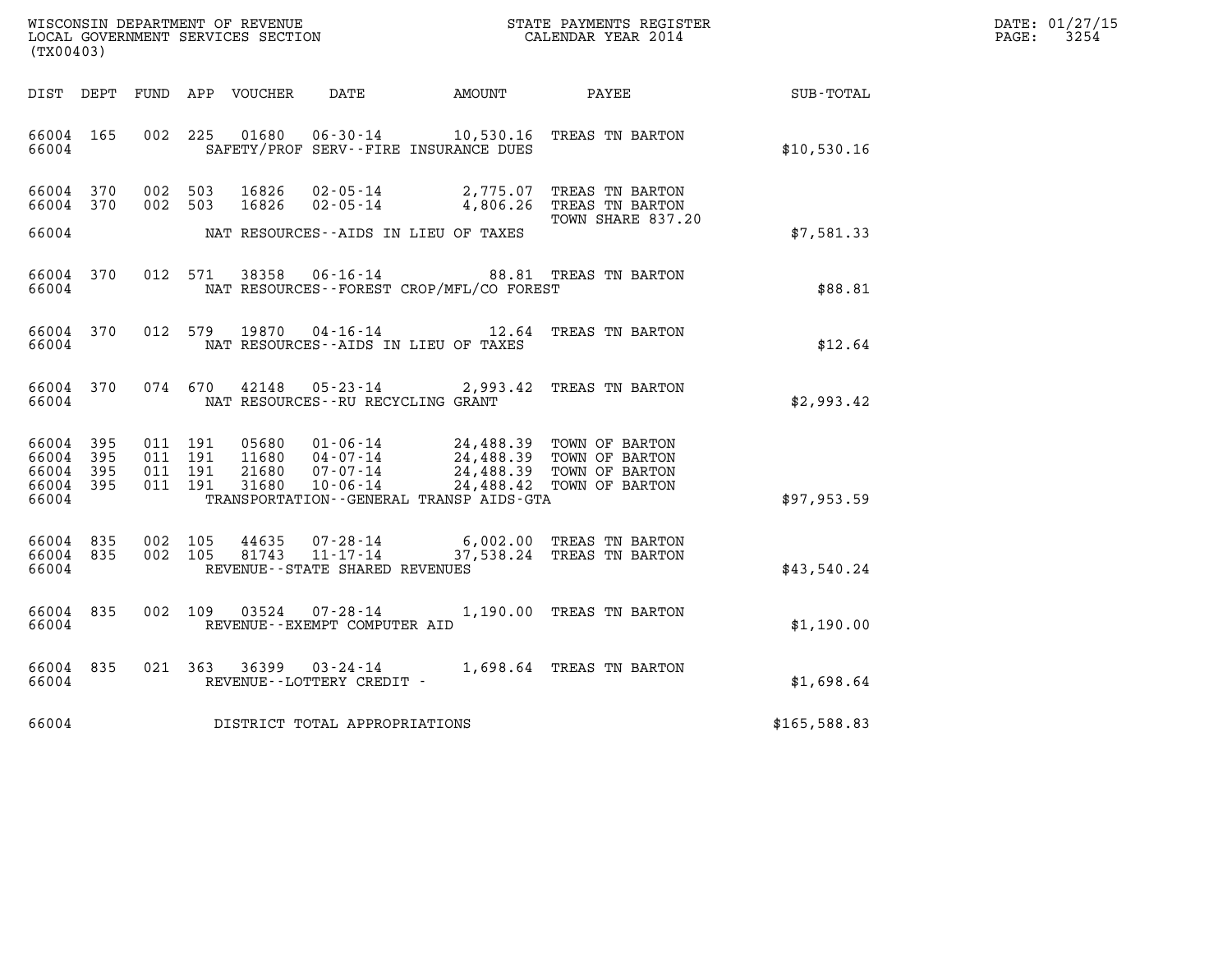WISCONSIN DEPARTMENT OF REVENUE
LOCAL GOVERNMENT SERVICES SECTION
(TX00403)

STATE PAYMENTS REGISTER
CALENDAR YEAR 2014

DATE: 01/27/15
PAGE: 3254

| DIST | DEPT | FUND | APP | VOUCHER | DATE | AMOUNT | PAYEE | SUB-TOTAL |
|---|---|---|---|---|---|---|---|---|
| 66004 | 165 | 002 | 225 | 01680 | 06-30-14 | 10,530.16 | TREAS TN BARTON | |
| 66004 | | | | | SAFETY/PROF SERV--FIRE INSURANCE DUES | | | $10,530.16 |
| 66004 | 370 | 002 | 503 | 16826 | 02-05-14 | 2,775.07 | TREAS TN BARTON | |
| 66004 | 370 | 002 | 503 | 16826 | 02-05-14 | 4,806.26 | TREAS TN BARTON TOWN SHARE 837.20 | |
| 66004 | | | | | NAT RESOURCES--AIDS IN LIEU OF TAXES | | | $7,581.33 |
| 66004 | 370 | 012 | 571 | 38358 | 06-16-14 | 88.81 | TREAS TN BARTON | |
| 66004 | | | | | NAT RESOURCES--FOREST CROP/MFL/CO FOREST | | | $88.81 |
| 66004 | 370 | 012 | 579 | 19870 | 04-16-14 | 12.64 | TREAS TN BARTON | |
| 66004 | | | | | NAT RESOURCES--AIDS IN LIEU OF TAXES | | | $12.64 |
| 66004 | 370 | 074 | 670 | 42148 | 05-23-14 | 2,993.42 | TREAS TN BARTON | |
| 66004 | | | | | NAT RESOURCES--RU RECYCLING GRANT | | | $2,993.42 |
| 66004 | 395 | 011 | 191 | 05680 | 01-06-14 | 24,488.39 | TOWN OF BARTON | |
| 66004 | 395 | 011 | 191 | 11680 | 04-07-14 | 24,488.39 | TOWN OF BARTON | |
| 66004 | 395 | 011 | 191 | 21680 | 07-07-14 | 24,488.39 | TOWN OF BARTON | |
| 66004 | 395 | 011 | 191 | 31680 | 10-06-14 | 24,488.42 | TOWN OF BARTON | |
| 66004 | | | | | TRANSPORTATION--GENERAL TRANSP AIDS-GTA | | | $97,953.59 |
| 66004 | 835 | 002 | 105 | 44635 | 07-28-14 | 6,002.00 | TREAS TN BARTON | |
| 66004 | 835 | 002 | 105 | 81743 | 11-17-14 | 37,538.24 | TREAS TN BARTON | |
| 66004 | | | | | REVENUE--STATE SHARED REVENUES | | | $43,540.24 |
| 66004 | 835 | 002 | 109 | 03524 | 07-28-14 | 1,190.00 | TREAS TN BARTON | |
| 66004 | | | | | REVENUE--EXEMPT COMPUTER AID | | | $1,190.00 |
| 66004 | 835 | 021 | 363 | 36399 | 03-24-14 | 1,698.64 | TREAS TN BARTON | |
| 66004 | | | | | REVENUE--LOTTERY CREDIT - | | | $1,698.64 |
| 66004 | | | | | DISTRICT TOTAL APPROPRIATIONS | | | $165,588.83 |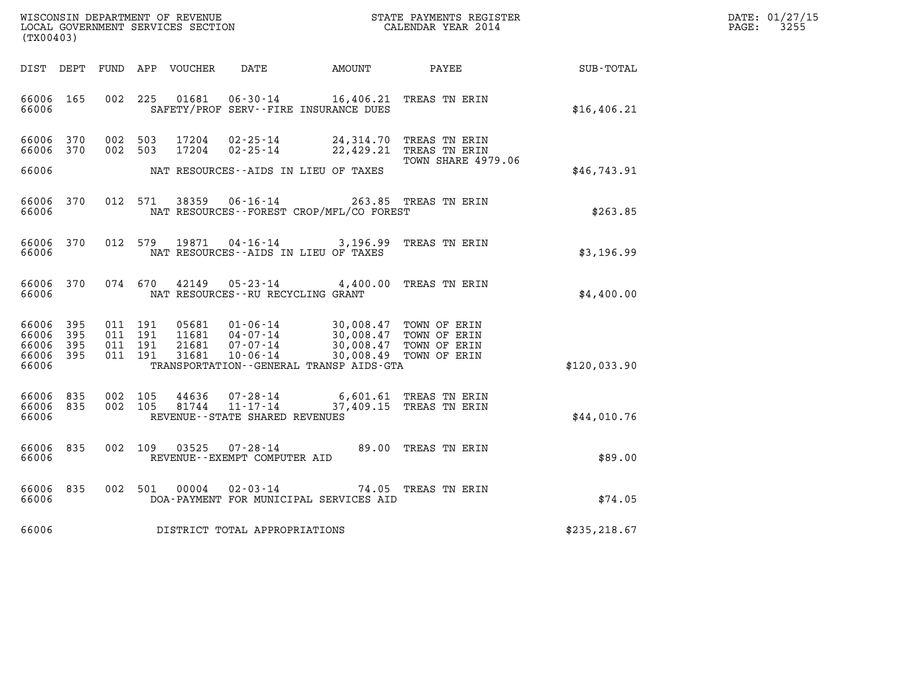WISCONSIN DEPARTMENT OF REVENUE
LOCAL GOVERNMENT SERVICES SECTION
(TX00403)

STATE PAYMENTS REGISTER
CALENDAR YEAR 2014

DATE: 01/27/15
PAGE: 3255

| DIST | DEPT | FUND | APP | VOUCHER | DATE | AMOUNT | PAYEE | SUB-TOTAL |
|---|---|---|---|---|---|---|---|---|
| 66006 | 165 | 002 | 225 | 01681 | 06-30-14 | 16,406.21 | TREAS TN ERIN | |
| 66006 | | | | | SAFETY/PROF SERV--FIRE INSURANCE DUES | | | $16,406.21 |
| 66006 | 370 | 002 | 503 | 17204 | 02-25-14 | 24,314.70 | TREAS TN ERIN | |
| 66006 | 370 | 002 | 503 | 17204 | 02-25-14 | 22,429.21 | TREAS TN ERIN TOWN SHARE 4979.06 | |
| 66006 | | | | | NAT RESOURCES--AIDS IN LIEU OF TAXES | | | $46,743.91 |
| 66006 | 370 | 012 | 571 | 38359 | 06-16-14 | 263.85 | TREAS TN ERIN | |
| 66006 | | | | | NAT RESOURCES--FOREST CROP/MFL/CO FOREST | | | $263.85 |
| 66006 | 370 | 012 | 579 | 19871 | 04-16-14 | 3,196.99 | TREAS TN ERIN | |
| 66006 | | | | | NAT RESOURCES--AIDS IN LIEU OF TAXES | | | $3,196.99 |
| 66006 | 370 | 074 | 670 | 42149 | 05-23-14 | 4,400.00 | TREAS TN ERIN | |
| 66006 | | | | | NAT RESOURCES--RU RECYCLING GRANT | | | $4,400.00 |
| 66006 | 395 | 011 | 191 | 05681 | 01-06-14 | 30,008.47 | TOWN OF ERIN | |
| 66006 | 395 | 011 | 191 | 11681 | 04-07-14 | 30,008.47 | TOWN OF ERIN | |
| 66006 | 395 | 011 | 191 | 21681 | 07-07-14 | 30,008.47 | TOWN OF ERIN | |
| 66006 | 395 | 011 | 191 | 31681 | 10-06-14 | 30,008.49 | TOWN OF ERIN | |
| 66006 | | | | | TRANSPORTATION--GENERAL TRANSP AIDS-GTA | | | $120,033.90 |
| 66006 | 835 | 002 | 105 | 44636 | 07-28-14 | 6,601.61 | TREAS TN ERIN | |
| 66006 | 835 | 002 | 105 | 81744 | 11-17-14 | 37,409.15 | TREAS TN ERIN | |
| 66006 | | | | | REVENUE--STATE SHARED REVENUES | | | $44,010.76 |
| 66006 | 835 | 002 | 109 | 03525 | 07-28-14 | 89.00 | TREAS TN ERIN | |
| 66006 | | | | | REVENUE--EXEMPT COMPUTER AID | | | $89.00 |
| 66006 | 835 | 002 | 501 | 00004 | 02-03-14 | 74.05 | TREAS TN ERIN | |
| 66006 | | | | | DOA-PAYMENT FOR MUNICIPAL SERVICES AID | | | $74.05 |
| 66006 | | | | | DISTRICT TOTAL APPROPRIATIONS | | | $235,218.67 |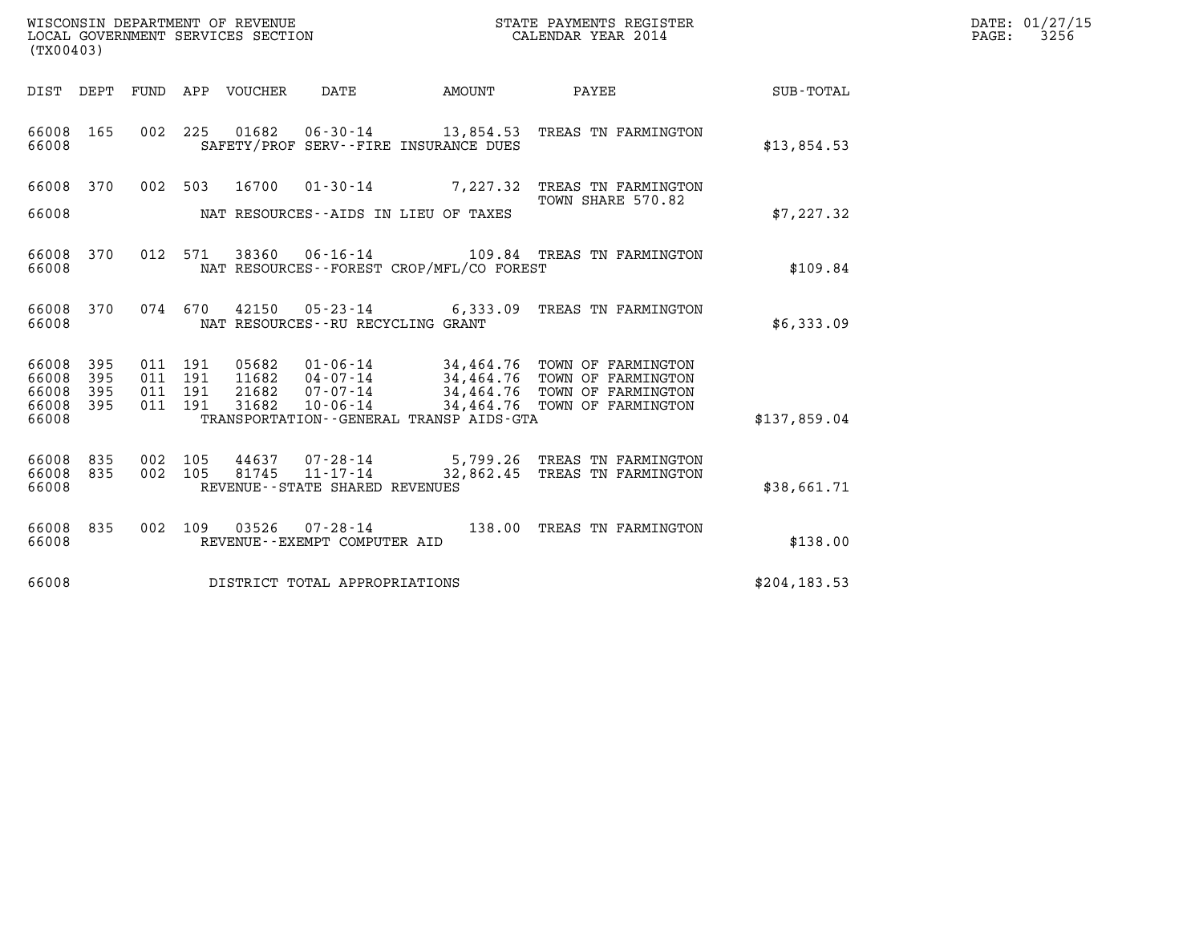WISCONSIN DEPARTMENT OF REVENUE
LOCAL GOVERNMENT SERVICES SECTION
(TX00403)

STATE PAYMENTS REGISTER
CALENDAR YEAR 2014

DATE: 01/27/15
PAGE: 3256

| DIST | DEPT | FUND | APP | VOUCHER | DATE | AMOUNT | PAYEE | SUB-TOTAL |
|---|---|---|---|---|---|---|---|---|
| 66008 | 165 | 002 | 225 | 01682 | 06-30-14 | 13,854.53 | TREAS TN FARMINGTON | |
| 66008 | | | | | SAFETY/PROF SERV--FIRE INSURANCE DUES | | | $13,854.53 |
| 66008 | 370 | 002 | 503 | 16700 | 01-30-14 | 7,227.32 | TREAS TN FARMINGTON TOWN SHARE 570.82 | |
| 66008 | | | | | NAT RESOURCES--AIDS IN LIEU OF TAXES | | | $7,227.32 |
| 66008 | 370 | 012 | 571 | 38360 | 06-16-14 | 109.84 | TREAS TN FARMINGTON | |
| 66008 | | | | | NAT RESOURCES--FOREST CROP/MFL/CO FOREST | | | $109.84 |
| 66008 | 370 | 074 | 670 | 42150 | 05-23-14 | 6,333.09 | TREAS TN FARMINGTON | |
| 66008 | | | | | NAT RESOURCES--RU RECYCLING GRANT | | | $6,333.09 |
| 66008 | 395 | 011 | 191 | 05682 | 01-06-14 | 34,464.76 | TOWN OF FARMINGTON | |
| 66008 | 395 | 011 | 191 | 11682 | 04-07-14 | 34,464.76 | TOWN OF FARMINGTON | |
| 66008 | 395 | 011 | 191 | 21682 | 07-07-14 | 34,464.76 | TOWN OF FARMINGTON | |
| 66008 | 395 | 011 | 191 | 31682 | 10-06-14 | 34,464.76 | TOWN OF FARMINGTON | |
| 66008 | | | | | TRANSPORTATION--GENERAL TRANSP AIDS-GTA | | | $137,859.04 |
| 66008 | 835 | 002 | 105 | 44637 | 07-28-14 | 5,799.26 | TREAS TN FARMINGTON | |
| 66008 | 835 | 002 | 105 | 81745 | 11-17-14 | 32,862.45 | TREAS TN FARMINGTON | |
| 66008 | | | | | REVENUE--STATE SHARED REVENUES | | | $38,661.71 |
| 66008 | 835 | 002 | 109 | 03526 | 07-28-14 | 138.00 | TREAS TN FARMINGTON | |
| 66008 | | | | | REVENUE--EXEMPT COMPUTER AID | | | $138.00 |
| 66008 | | | | | DISTRICT TOTAL APPROPRIATIONS | | | $204,183.53 |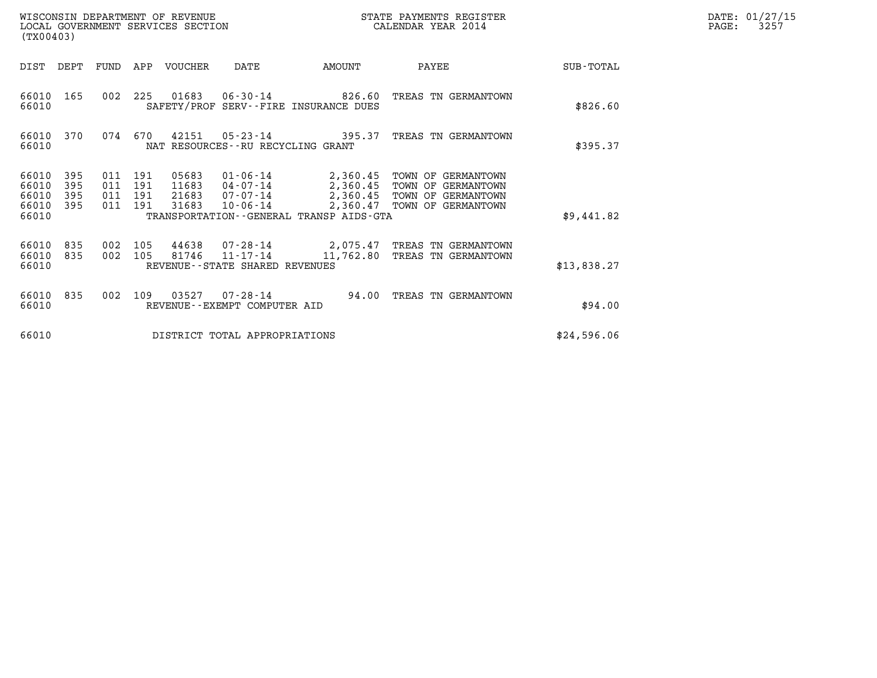WISCONSIN DEPARTMENT OF REVENUE
LOCAL GOVERNMENT SERVICES SECTION
(TX00403)

STATE PAYMENTS REGISTER
CALENDAR YEAR 2014

DATE: 01/27/15
PAGE: 3257

| DIST | DEPT | FUND | APP | VOUCHER | DATE | AMOUNT | PAYEE | SUB-TOTAL |
|---|---|---|---|---|---|---|---|---|
| 66010 | 165 | 002 | 225 | 01683 | 06-30-14 | 826.60 | TREAS TN GERMANTOWN | |
| 66010 | | | | SAFETY/PROF SERV--FIRE INSURANCE DUES | | | | $826.60 |
| 66010 | 370 | 074 | 670 | 42151 | 05-23-14 | 395.37 | TREAS TN GERMANTOWN | |
| 66010 | | | | NAT RESOURCES--RU RECYCLING GRANT | | | | $395.37 |
| 66010 | 395 | 011 | 191 | 05683 | 01-06-14 | 2,360.45 | TOWN OF GERMANTOWN | |
| 66010 | 395 | 011 | 191 | 11683 | 04-07-14 | 2,360.45 | TOWN OF GERMANTOWN | |
| 66010 | 395 | 011 | 191 | 21683 | 07-07-14 | 2,360.45 | TOWN OF GERMANTOWN | |
| 66010 | 395 | 011 | 191 | 31683 | 10-06-14 | 2,360.47 | TOWN OF GERMANTOWN | |
| 66010 | | | | TRANSPORTATION--GENERAL TRANSP AIDS-GTA | | | | $9,441.82 |
| 66010 | 835 | 002 | 105 | 44638 | 07-28-14 | 2,075.47 | TREAS TN GERMANTOWN | |
| 66010 | 835 | 002 | 105 | 81746 | 11-17-14 | 11,762.80 | TREAS TN GERMANTOWN | |
| 66010 | | | | REVENUE--STATE SHARED REVENUES | | | | $13,838.27 |
| 66010 | 835 | 002 | 109 | 03527 | 07-28-14 | 94.00 | TREAS TN GERMANTOWN | |
| 66010 | | | | REVENUE--EXEMPT COMPUTER AID | | | | $94.00 |
| 66010 | | | | DISTRICT TOTAL APPROPRIATIONS | | | | $24,596.06 |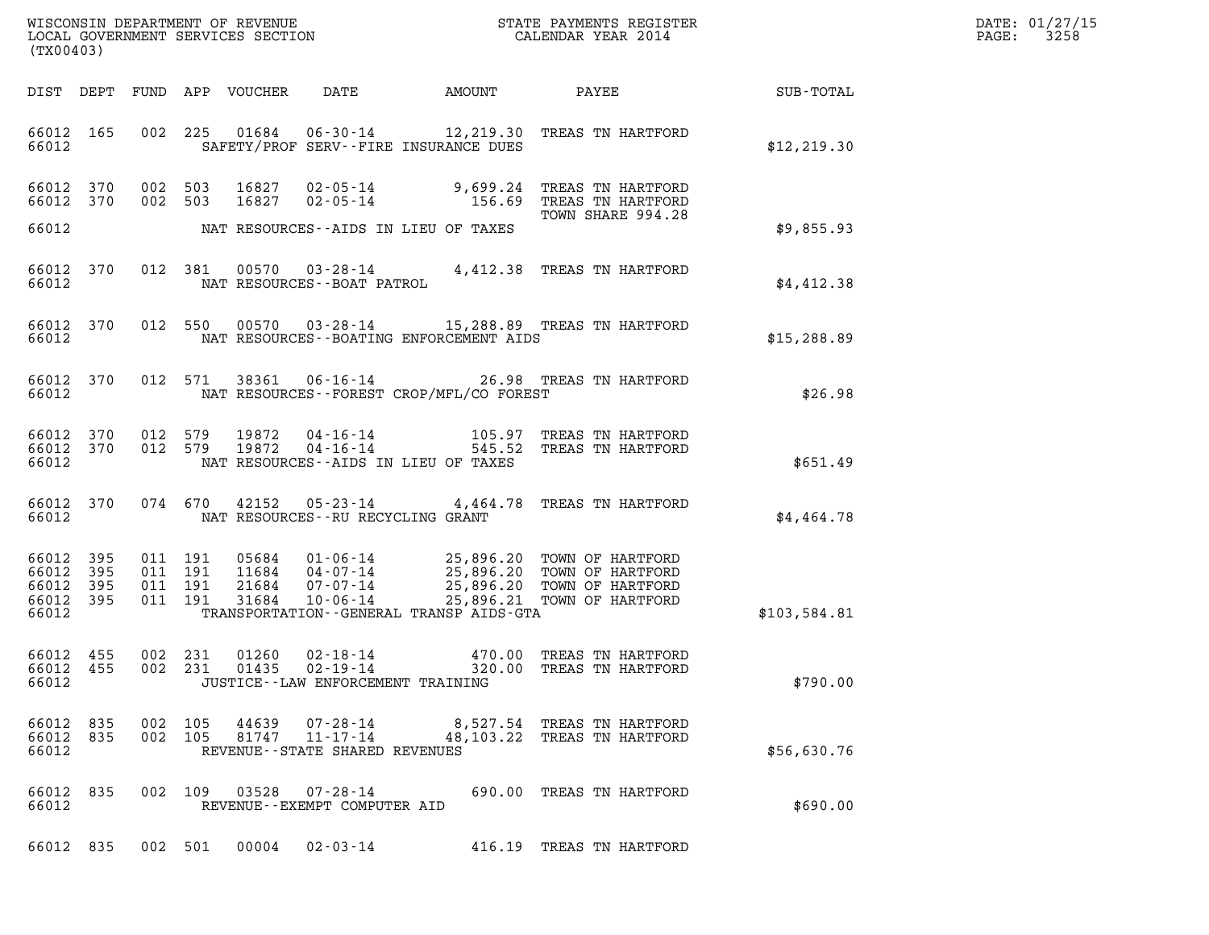WISCONSIN DEPARTMENT OF REVENUE
LOCAL GOVERNMENT SERVICES SECTION
(TX00403)

STATE PAYMENTS REGISTER
CALENDAR YEAR 2014

| DIST | DEPT | FUND | APP | VOUCHER | DATE | AMOUNT | PAYEE | SUB-TOTAL |
|---|---|---|---|---|---|---|---|---|
| 66012 | 165 | 002 | 225 | 01684 | 06-30-14 | 12,219.30 | TREAS TN HARTFORD | |
| 66012 | | | | | SAFETY/PROF SERV--FIRE INSURANCE DUES | | | $12,219.30 |
| 66012 | 370 | 002 | 503 | 16827 | 02-05-14 | 9,699.24 | TREAS TN HARTFORD | |
| 66012 | 370 | 002 | 503 | 16827 | 02-05-14 | 156.69 | TREAS TN HARTFORD TOWN SHARE 994.28 | |
| 66012 | | | | | NAT RESOURCES--AIDS IN LIEU OF TAXES | | | $9,855.93 |
| 66012 | 370 | 012 | 381 | 00570 | 03-28-14 | 4,412.38 | TREAS TN HARTFORD | |
| 66012 | | | | | NAT RESOURCES--BOAT PATROL | | | $4,412.38 |
| 66012 | 370 | 012 | 550 | 00570 | 03-28-14 | 15,288.89 | TREAS TN HARTFORD | |
| 66012 | | | | | NAT RESOURCES--BOATING ENFORCEMENT AIDS | | | $15,288.89 |
| 66012 | 370 | 012 | 571 | 38361 | 06-16-14 | 26.98 | TREAS TN HARTFORD | |
| 66012 | | | | | NAT RESOURCES--FOREST CROP/MFL/CO FOREST | | | $26.98 |
| 66012 | 370 | 012 | 579 | 19872 | 04-16-14 | 105.97 | TREAS TN HARTFORD | |
| 66012 | 370 | 012 | 579 | 19872 | 04-16-14 | 545.52 | TREAS TN HARTFORD | |
| 66012 | | | | | NAT RESOURCES--AIDS IN LIEU OF TAXES | | | $651.49 |
| 66012 | 370 | 074 | 670 | 42152 | 05-23-14 | 4,464.78 | TREAS TN HARTFORD | |
| 66012 | | | | | NAT RESOURCES--RU RECYCLING GRANT | | | $4,464.78 |
| 66012 | 395 | 011 | 191 | 05684 | 01-06-14 | 25,896.20 | TOWN OF HARTFORD | |
| 66012 | 395 | 011 | 191 | 11684 | 04-07-14 | 25,896.20 | TOWN OF HARTFORD | |
| 66012 | 395 | 011 | 191 | 21684 | 07-07-14 | 25,896.20 | TOWN OF HARTFORD | |
| 66012 | 395 | 011 | 191 | 31684 | 10-06-14 | 25,896.21 | TOWN OF HARTFORD | |
| 66012 | | | | | TRANSPORTATION--GENERAL TRANSP AIDS-GTA | | | $103,584.81 |
| 66012 | 455 | 002 | 231 | 01260 | 02-18-14 | 470.00 | TREAS TN HARTFORD | |
| 66012 | 455 | 002 | 231 | 01435 | 02-19-14 | 320.00 | TREAS TN HARTFORD | |
| 66012 | | | | | JUSTICE--LAW ENFORCEMENT TRAINING | | | $790.00 |
| 66012 | 835 | 002 | 105 | 44639 | 07-28-14 | 8,527.54 | TREAS TN HARTFORD | |
| 66012 | 835 | 002 | 105 | 81747 | 11-17-14 | 48,103.22 | TREAS TN HARTFORD | |
| 66012 | | | | | REVENUE--STATE SHARED REVENUES | | | $56,630.76 |
| 66012 | 835 | 002 | 109 | 03528 | 07-28-14 | 690.00 | TREAS TN HARTFORD | |
| 66012 | | | | | REVENUE--EXEMPT COMPUTER AID | | | $690.00 |
| 66012 | 835 | 002 | 501 | 00004 | 02-03-14 | 416.19 | TREAS TN HARTFORD | |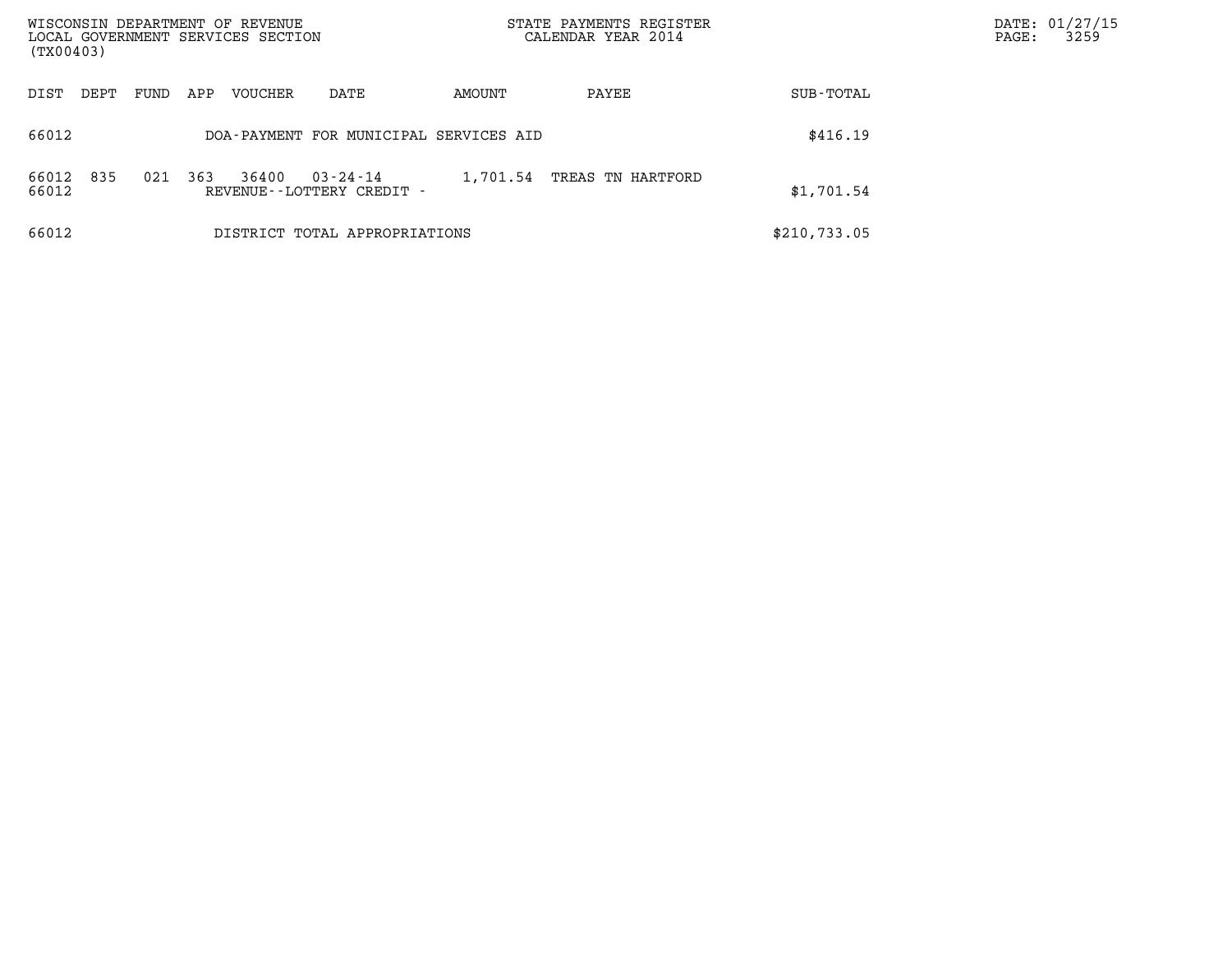| DIST | DEPT | FUND | APP | VOUCHER | DATE | AMOUNT | PAYEE | SUB-TOTAL |
|---|---|---|---|---|---|---|---|---|
| 66012 | | | | DOA-PAYMENT FOR MUNICIPAL SERVICES AID | | | | $416.19 |
| 66012 | 835 | 021 | 363 | 36400 | 03-24-14 | 1,701.54 | TREAS TN HARTFORD | |
| 66012 | | | | REVENUE--LOTTERY CREDIT - | | | | $1,701.54 |
| 66012 | | | | DISTRICT TOTAL APPROPRIATIONS | | | | $210,733.05 |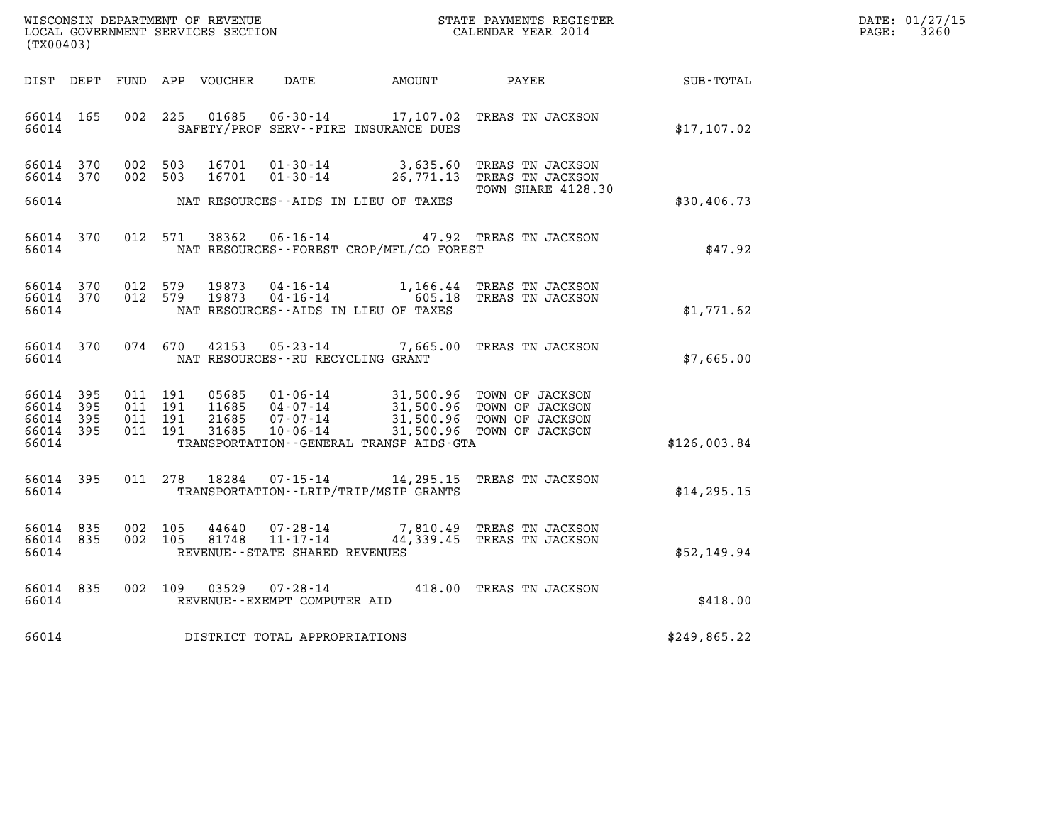WISCONSIN DEPARTMENT OF REVENUE
LOCAL GOVERNMENT SERVICES SECTION
(TX00403)

STATE PAYMENTS REGISTER
CALENDAR YEAR 2014

DATE: 01/27/15

| DIST | DEPT | FUND | APP | VOUCHER | DATE | AMOUNT | PAYEE | SUB-TOTAL |
|---|---|---|---|---|---|---|---|---|
| 66014 | 165 | 002 | 225 | 01685 | 06-30-14 | 17,107.02 | TREAS TN JACKSON | |
| 66014 | | | | | SAFETY/PROF SERV--FIRE INSURANCE DUES | | | $17,107.02 |
| 66014 | 370 | 002 | 503 | 16701 | 01-30-14 | 3,635.60 | TREAS TN JACKSON | |
| 66014 | 370 | 002 | 503 | 16701 | 01-30-14 | 26,771.13 | TREAS TN JACKSON TOWN SHARE 4128.30 | |
| 66014 | | | | | NAT RESOURCES--AIDS IN LIEU OF TAXES | | | $30,406.73 |
| 66014 | 370 | 012 | 571 | 38362 | 06-16-14 | 47.92 | TREAS TN JACKSON | |
| 66014 | | | | | NAT RESOURCES--FOREST CROP/MFL/CO FOREST | | | $47.92 |
| 66014 | 370 | 012 | 579 | 19873 | 04-16-14 | 1,166.44 | TREAS TN JACKSON | |
| 66014 | 370 | 012 | 579 | 19873 | 04-16-14 | 605.18 | TREAS TN JACKSON | |
| 66014 | | | | | NAT RESOURCES--AIDS IN LIEU OF TAXES | | | $1,771.62 |
| 66014 | 370 | 074 | 670 | 42153 | 05-23-14 | 7,665.00 | TREAS TN JACKSON | |
| 66014 | | | | | NAT RESOURCES--RU RECYCLING GRANT | | | $7,665.00 |
| 66014 | 395 | 011 | 191 | 05685 | 01-06-14 | 31,500.96 | TOWN OF JACKSON | |
| 66014 | 395 | 011 | 191 | 11685 | 04-07-14 | 31,500.96 | TOWN OF JACKSON | |
| 66014 | 395 | 011 | 191 | 21685 | 07-07-14 | 31,500.96 | TOWN OF JACKSON | |
| 66014 | 395 | 011 | 191 | 31685 | 10-06-14 | 31,500.96 | TOWN OF JACKSON | |
| 66014 | | | | | TRANSPORTATION--GENERAL TRANSP AIDS-GTA | | | $126,003.84 |
| 66014 | 395 | 011 | 278 | 18284 | 07-15-14 | 14,295.15 | TREAS TN JACKSON | |
| 66014 | | | | | TRANSPORTATION--LRIP/TRIP/MSIP GRANTS | | | $14,295.15 |
| 66014 | 835 | 002 | 105 | 44640 | 07-28-14 | 7,810.49 | TREAS TN JACKSON | |
| 66014 | 835 | 002 | 105 | 81748 | 11-17-14 | 44,339.45 | TREAS TN JACKSON | |
| 66014 | | | | | REVENUE--STATE SHARED REVENUES | | | $52,149.94 |
| 66014 | 835 | 002 | 109 | 03529 | 07-28-14 | 418.00 | TREAS TN JACKSON | |
| 66014 | | | | | REVENUE--EXEMPT COMPUTER AID | | | $418.00 |
| 66014 | | | | | DISTRICT TOTAL APPROPRIATIONS | | | $249,865.22 |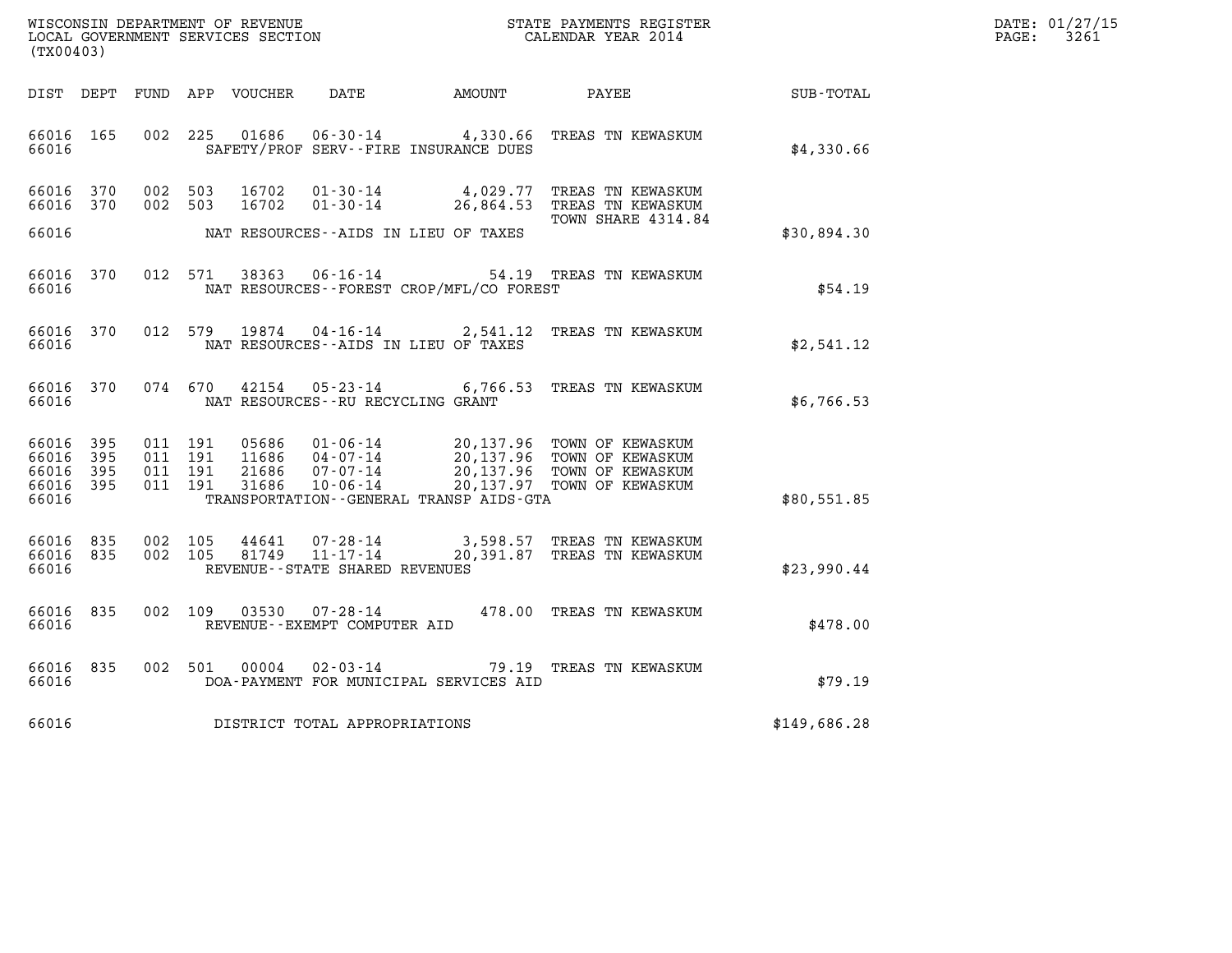WISCONSIN DEPARTMENT OF REVENUE
LOCAL GOVERNMENT SERVICES SECTION
(TX00403)

STATE PAYMENTS REGISTER
CALENDAR YEAR 2014

DATE: 01/27/15
PAGE: 3261

| DIST | DEPT | FUND | APP | VOUCHER | DATE | AMOUNT | PAYEE | SUB-TOTAL |
|---|---|---|---|---|---|---|---|---|
| 66016 | 165 | 002 | 225 | 01686 | 06-30-14 | 4,330.66 | TREAS TN KEWASKUM | |
| 66016 | | | | | SAFETY/PROF SERV--FIRE INSURANCE DUES | | | $4,330.66 |
| 66016 | 370 | 002 | 503 | 16702 | 01-30-14 | 4,029.77 | TREAS TN KEWASKUM | |
| 66016 | 370 | 002 | 503 | 16702 | 01-30-14 | 26,864.53 | TREAS TN KEWASKUM | |
| | | | | | | | TOWN SHARE 4314.84 | |
| 66016 | | | | | NAT RESOURCES--AIDS IN LIEU OF TAXES | | | $30,894.30 |
| 66016 | 370 | 012 | 571 | 38363 | 06-16-14 | 54.19 | TREAS TN KEWASKUM | |
| 66016 | | | | | NAT RESOURCES--FOREST CROP/MFL/CO FOREST | | | $54.19 |
| 66016 | 370 | 012 | 579 | 19874 | 04-16-14 | 2,541.12 | TREAS TN KEWASKUM | |
| 66016 | | | | | NAT RESOURCES--AIDS IN LIEU OF TAXES | | | $2,541.12 |
| 66016 | 370 | 074 | 670 | 42154 | 05-23-14 | 6,766.53 | TREAS TN KEWASKUM | |
| 66016 | | | | | NAT RESOURCES--RU RECYCLING GRANT | | | $6,766.53 |
| 66016 | 395 | 011 | 191 | 05686 | 01-06-14 | 20,137.96 | TOWN OF KEWASKUM | |
| 66016 | 395 | 011 | 191 | 11686 | 04-07-14 | 20,137.96 | TOWN OF KEWASKUM | |
| 66016 | 395 | 011 | 191 | 21686 | 07-07-14 | 20,137.96 | TOWN OF KEWASKUM | |
| 66016 | 395 | 011 | 191 | 31686 | 10-06-14 | 20,137.97 | TOWN OF KEWASKUM | |
| 66016 | | | | | TRANSPORTATION--GENERAL TRANSP AIDS-GTA | | | $80,551.85 |
| 66016 | 835 | 002 | 105 | 44641 | 07-28-14 | 3,598.57 | TREAS TN KEWASKUM | |
| 66016 | 835 | 002 | 105 | 81749 | 11-17-14 | 20,391.87 | TREAS TN KEWASKUM | |
| 66016 | | | | | REVENUE--STATE SHARED REVENUES | | | $23,990.44 |
| 66016 | 835 | 002 | 109 | 03530 | 07-28-14 | 478.00 | TREAS TN KEWASKUM | |
| 66016 | | | | | REVENUE--EXEMPT COMPUTER AID | | | $478.00 |
| 66016 | 835 | 002 | 501 | 00004 | 02-03-14 | 79.19 | TREAS TN KEWASKUM | |
| 66016 | | | | | DOA-PAYMENT FOR MUNICIPAL SERVICES AID | | | $79.19 |
| 66016 | | | | | DISTRICT TOTAL APPROPRIATIONS | | | $149,686.28 |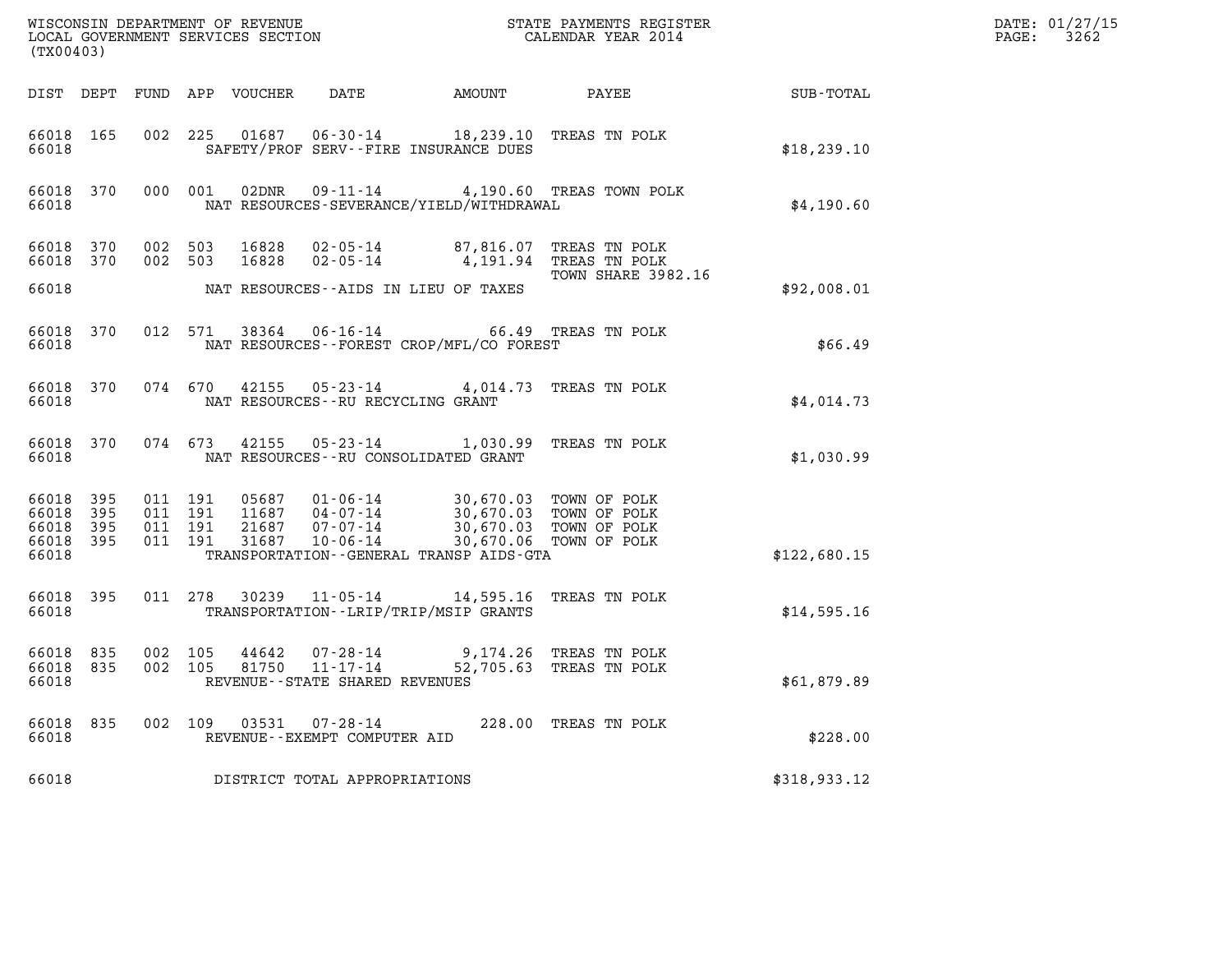WISCONSIN DEPARTMENT OF REVENUE
LOCAL GOVERNMENT SERVICES SECTION
(TX00403)

STATE PAYMENTS REGISTER
CALENDAR YEAR 2014

DATE: 01/27/15
PAGE: 3262

| DIST | DEPT | FUND | APP | VOUCHER | DATE | AMOUNT | PAYEE | SUB-TOTAL |
|---|---|---|---|---|---|---|---|---|
| 66018 | 165 | 002 | 225 | 01687 | 06-30-14 | 18,239.10 | TREAS TN POLK | |
| 66018 | | | | SAFETY/PROF SERV--FIRE INSURANCE DUES | | | | $18,239.10 |
| 66018 | 370 | 000 | 001 | 02DNR | 09-11-14 | 4,190.60 | TREAS TOWN POLK | |
| 66018 | | | | NAT RESOURCES-SEVERANCE/YIELD/WITHDRAWAL | | | | $4,190.60 |
| 66018 | 370 | 002 | 503 | 16828 | 02-05-14 | 87,816.07 | TREAS TN POLK | |
| 66018 | 370 | 002 | 503 | 16828 | 02-05-14 | 4,191.94 | TREAS TN POLK<br>TOWN SHARE 3982.16 | |
| 66018 | | | | NAT RESOURCES--AIDS IN LIEU OF TAXES | | | | $92,008.01 |
| 66018 | 370 | 012 | 571 | 38364 | 06-16-14 | 66.49 | TREAS TN POLK | |
| 66018 | | | | NAT RESOURCES--FOREST CROP/MFL/CO FOREST | | | | $66.49 |
| 66018 | 370 | 074 | 670 | 42155 | 05-23-14 | 4,014.73 | TREAS TN POLK | |
| 66018 | | | | NAT RESOURCES--RU RECYCLING GRANT | | | | $4,014.73 |
| 66018 | 370 | 074 | 673 | 42155 | 05-23-14 | 1,030.99 | TREAS TN POLK | |
| 66018 | | | | NAT RESOURCES--RU CONSOLIDATED GRANT | | | | $1,030.99 |
| 66018 | 395 | 011 | 191 | 05687 | 01-06-14 | 30,670.03 | TOWN OF POLK | |
| 66018 | 395 | 011 | 191 | 11687 | 04-07-14 | 30,670.03 | TOWN OF POLK | |
| 66018 | 395 | 011 | 191 | 21687 | 07-07-14 | 30,670.03 | TOWN OF POLK | |
| 66018 | 395 | 011 | 191 | 31687 | 10-06-14 | 30,670.06 | TOWN OF POLK | |
| 66018 | | | | TRANSPORTATION--GENERAL TRANSP AIDS-GTA | | | | $122,680.15 |
| 66018 | 395 | 011 | 278 | 30239 | 11-05-14 | 14,595.16 | TREAS TN POLK | |
| 66018 | | | | TRANSPORTATION--LRIP/TRIP/MSIP GRANTS | | | | $14,595.16 |
| 66018 | 835 | 002 | 105 | 44642 | 07-28-14 | 9,174.26 | TREAS TN POLK | |
| 66018 | 835 | 002 | 105 | 81750 | 11-17-14 | 52,705.63 | TREAS TN POLK | |
| 66018 | | | | REVENUE--STATE SHARED REVENUES | | | | $61,879.89 |
| 66018 | 835 | 002 | 109 | 03531 | 07-28-14 | 228.00 | TREAS TN POLK | |
| 66018 | | | | REVENUE--EXEMPT COMPUTER AID | | | | $228.00 |
| 66018 | | | | DISTRICT TOTAL APPROPRIATIONS | | | | $318,933.12 |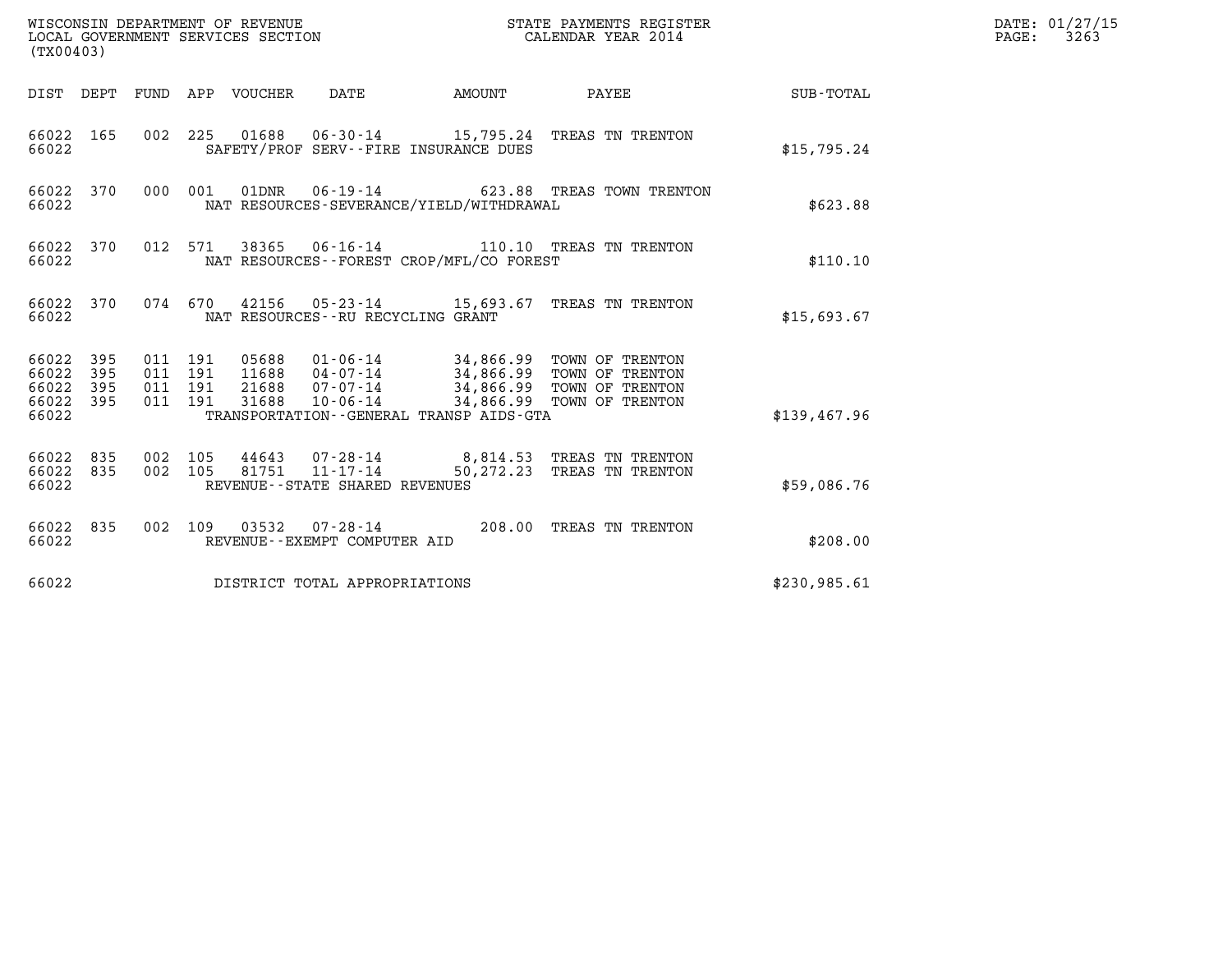WISCONSIN DEPARTMENT OF REVENUE
LOCAL GOVERNMENT SERVICES SECTION
(TX00403)

STATE PAYMENTS REGISTER
CALENDAR YEAR 2014

DATE: 01/27/15
PAGE: 3263

| DIST | DEPT | FUND | APP | VOUCHER | DATE | AMOUNT | PAYEE | SUB-TOTAL |
|---|---|---|---|---|---|---|---|---|
| 66022 | 165 | 002 | 225 | 01688 | 06-30-14 | 15,795.24 | TREAS TN TRENTON | |
| 66022 | | | | | SAFETY/PROF SERV--FIRE INSURANCE DUES | | | $15,795.24 |
| 66022 | 370 | 000 | 001 | 01DNR | 06-19-14 | 623.88 | TREAS TOWN TRENTON | |
| 66022 | | | | | NAT RESOURCES-SEVERANCE/YIELD/WITHDRAWAL | | | $623.88 |
| 66022 | 370 | 012 | 571 | 38365 | 06-16-14 | 110.10 | TREAS TN TRENTON | |
| 66022 | | | | | NAT RESOURCES--FOREST CROP/MFL/CO FOREST | | | $110.10 |
| 66022 | 370 | 074 | 670 | 42156 | 05-23-14 | 15,693.67 | TREAS TN TRENTON | |
| 66022 | | | | | NAT RESOURCES--RU RECYCLING GRANT | | | $15,693.67 |
| 66022 | 395 | 011 | 191 | 05688 | 01-06-14 | 34,866.99 | TOWN OF TRENTON | |
| 66022 | 395 | 011 | 191 | 11688 | 04-07-14 | 34,866.99 | TOWN OF TRENTON | |
| 66022 | 395 | 011 | 191 | 21688 | 07-07-14 | 34,866.99 | TOWN OF TRENTON | |
| 66022 | 395 | 011 | 191 | 31688 | 10-06-14 | 34,866.99 | TOWN OF TRENTON | |
| 66022 | | | | | TRANSPORTATION--GENERAL TRANSP AIDS-GTA | | | $139,467.96 |
| 66022 | 835 | 002 | 105 | 44643 | 07-28-14 | 8,814.53 | TREAS TN TRENTON | |
| 66022 | 835 | 002 | 105 | 81751 | 11-17-14 | 50,272.23 | TREAS TN TRENTON | |
| 66022 | | | | | REVENUE--STATE SHARED REVENUES | | | $59,086.76 |
| 66022 | 835 | 002 | 109 | 03532 | 07-28-14 | 208.00 | TREAS TN TRENTON | |
| 66022 | | | | | REVENUE--EXEMPT COMPUTER AID | | | $208.00 |
| 66022 | | | | | DISTRICT TOTAL APPROPRIATIONS | | | $230,985.61 |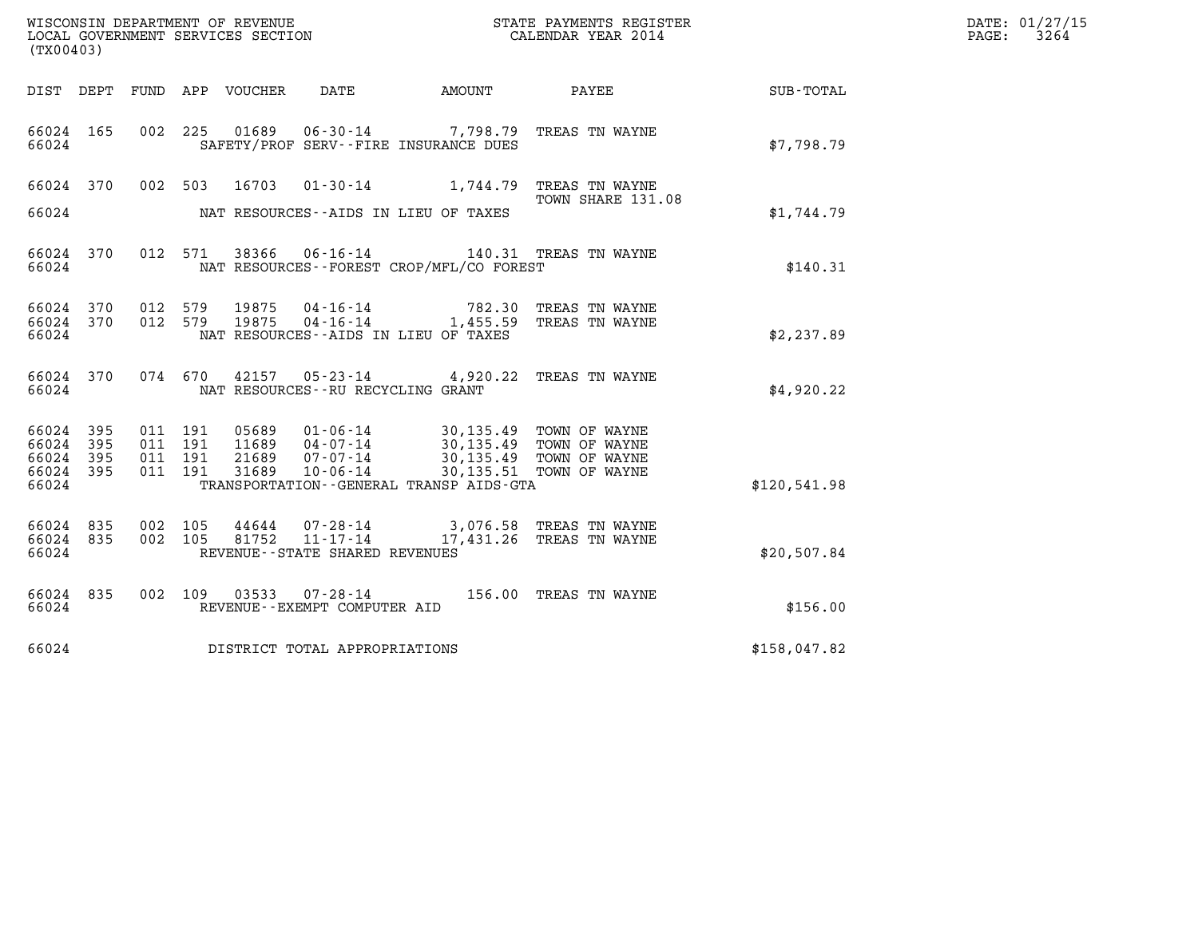WISCONSIN DEPARTMENT OF REVENUE
LOCAL GOVERNMENT SERVICES SECTION
(TX00403)

STATE PAYMENTS REGISTER
CALENDAR YEAR 2014

DATE: 01/27/15
PAGE: 3264

| DIST | DEPT | FUND | APP | VOUCHER | DATE | AMOUNT | PAYEE | SUB-TOTAL |
|---|---|---|---|---|---|---|---|---|
| 66024 | 165 | 002 | 225 | 01689 | 06-30-14 | 7,798.79 | TREAS TN WAYNE | |
| 66024 | | | | | SAFETY/PROF SERV--FIRE INSURANCE DUES | | | $7,798.79 |
| 66024 | 370 | 002 | 503 | 16703 | 01-30-14 | 1,744.79 | TREAS TN WAYNE TOWN SHARE 131.08 | |
| 66024 | | | | | NAT RESOURCES--AIDS IN LIEU OF TAXES | | | $1,744.79 |
| 66024 | 370 | 012 | 571 | 38366 | 06-16-14 | 140.31 | TREAS TN WAYNE | |
| 66024 | | | | | NAT RESOURCES--FOREST CROP/MFL/CO FOREST | | | $140.31 |
| 66024 | 370 | 012 | 579 | 19875 | 04-16-14 | 782.30 | TREAS TN WAYNE | |
| 66024 | 370 | 012 | 579 | 19875 | 04-16-14 | 1,455.59 | TREAS TN WAYNE | |
| 66024 | | | | | NAT RESOURCES--AIDS IN LIEU OF TAXES | | | $2,237.89 |
| 66024 | 370 | 074 | 670 | 42157 | 05-23-14 | 4,920.22 | TREAS TN WAYNE | |
| 66024 | | | | | NAT RESOURCES--RU RECYCLING GRANT | | | $4,920.22 |
| 66024 | 395 | 011 | 191 | 05689 | 01-06-14 | 30,135.49 | TOWN OF WAYNE | |
| 66024 | 395 | 011 | 191 | 11689 | 04-07-14 | 30,135.49 | TOWN OF WAYNE | |
| 66024 | 395 | 011 | 191 | 21689 | 07-07-14 | 30,135.49 | TOWN OF WAYNE | |
| 66024 | 395 | 011 | 191 | 31689 | 10-06-14 | 30,135.51 | TOWN OF WAYNE | |
| 66024 | | | | | TRANSPORTATION--GENERAL TRANSP AIDS-GTA | | | $120,541.98 |
| 66024 | 835 | 002 | 105 | 44644 | 07-28-14 | 3,076.58 | TREAS TN WAYNE | |
| 66024 | 835 | 002 | 105 | 81752 | 11-17-14 | 17,431.26 | TREAS TN WAYNE | |
| 66024 | | | | | REVENUE--STATE SHARED REVENUES | | | $20,507.84 |
| 66024 | 835 | 002 | 109 | 03533 | 07-28-14 | 156.00 | TREAS TN WAYNE | |
| 66024 | | | | | REVENUE--EXEMPT COMPUTER AID | | | $156.00 |
| 66024 | | | | | DISTRICT TOTAL APPROPRIATIONS | | | $158,047.82 |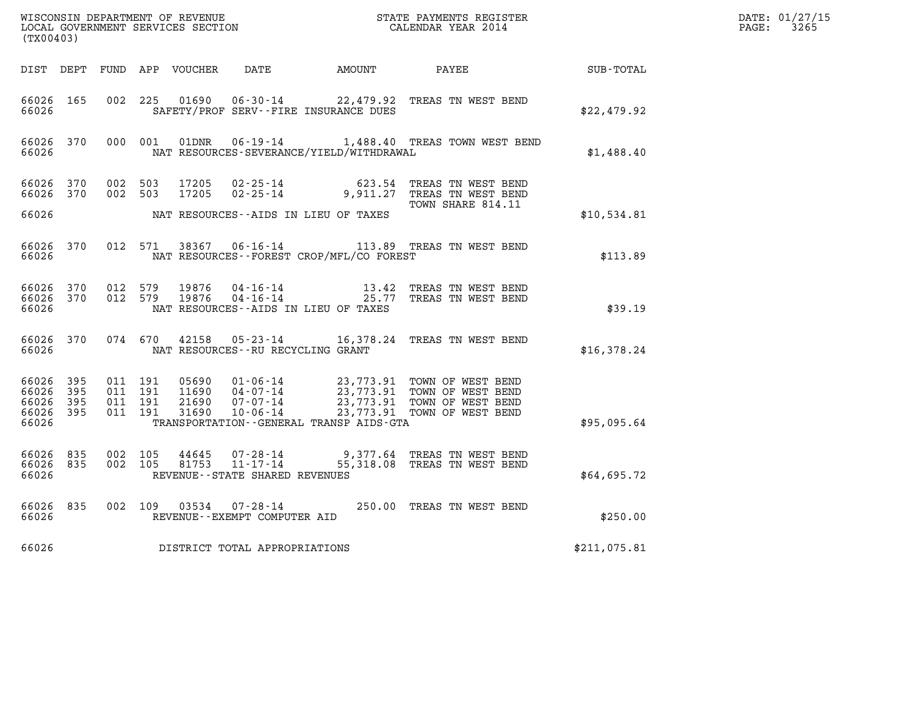WISCONSIN DEPARTMENT OF REVENUE
LOCAL GOVERNMENT SERVICES SECTION
(TX00403)

STATE PAYMENTS REGISTER
CALENDAR YEAR 2014

DATE: 01/27/15
PAGE: 3265

| DIST | DEPT | FUND | APP | VOUCHER | DATE | AMOUNT | PAYEE | SUB-TOTAL |
|---|---|---|---|---|---|---|---|---|
| 66026 | 165 | 002 | 225 | 01690 | 06-30-14 | 22,479.92 | TREAS TN WEST BEND | |
| 66026 | | | | | SAFETY/PROF SERV--FIRE INSURANCE DUES | | | $22,479.92 |
| 66026 | 370 | 000 | 001 | 01DNR | 06-19-14 | 1,488.40 | TREAS TOWN WEST BEND | |
| 66026 | | | | | NAT RESOURCES-SEVERANCE/YIELD/WITHDRAWAL | | | $1,488.40 |
| 66026 | 370 | 002 | 503 | 17205 | 02-25-14 | 623.54 | TREAS TN WEST BEND | |
| 66026 | 370 | 002 | 503 | 17205 | 02-25-14 | 9,911.27 | TREAS TN WEST BEND TOWN SHARE 814.11 | |
| 66026 | | | | | NAT RESOURCES--AIDS IN LIEU OF TAXES | | | $10,534.81 |
| 66026 | 370 | 012 | 571 | 38367 | 06-16-14 | 113.89 | TREAS TN WEST BEND | |
| 66026 | | | | | NAT RESOURCES--FOREST CROP/MFL/CO FOREST | | | $113.89 |
| 66026 | 370 | 012 | 579 | 19876 | 04-16-14 | 13.42 | TREAS TN WEST BEND | |
| 66026 | 370 | 012 | 579 | 19876 | 04-16-14 | 25.77 | TREAS TN WEST BEND | |
| 66026 | | | | | NAT RESOURCES--AIDS IN LIEU OF TAXES | | | $39.19 |
| 66026 | 370 | 074 | 670 | 42158 | 05-23-14 | 16,378.24 | TREAS TN WEST BEND | |
| 66026 | | | | | NAT RESOURCES--RU RECYCLING GRANT | | | $16,378.24 |
| 66026 | 395 | 011 | 191 | 05690 | 01-06-14 | 23,773.91 | TOWN OF WEST BEND | |
| 66026 | 395 | 011 | 191 | 11690 | 04-07-14 | 23,773.91 | TOWN OF WEST BEND | |
| 66026 | 395 | 011 | 191 | 21690 | 07-07-14 | 23,773.91 | TOWN OF WEST BEND | |
| 66026 | 395 | 011 | 191 | 31690 | 10-06-14 | 23,773.91 | TOWN OF WEST BEND | |
| 66026 | | | | | TRANSPORTATION--GENERAL TRANSP AIDS-GTA | | | $95,095.64 |
| 66026 | 835 | 002 | 105 | 44645 | 07-28-14 | 9,377.64 | TREAS TN WEST BEND | |
| 66026 | 835 | 002 | 105 | 81753 | 11-17-14 | 55,318.08 | TREAS TN WEST BEND | |
| 66026 | | | | | REVENUE--STATE SHARED REVENUES | | | $64,695.72 |
| 66026 | 835 | 002 | 109 | 03534 | 07-28-14 | 250.00 | TREAS TN WEST BEND | |
| 66026 | | | | | REVENUE--EXEMPT COMPUTER AID | | | $250.00 |
| 66026 | | | | | DISTRICT TOTAL APPROPRIATIONS | | | $211,075.81 |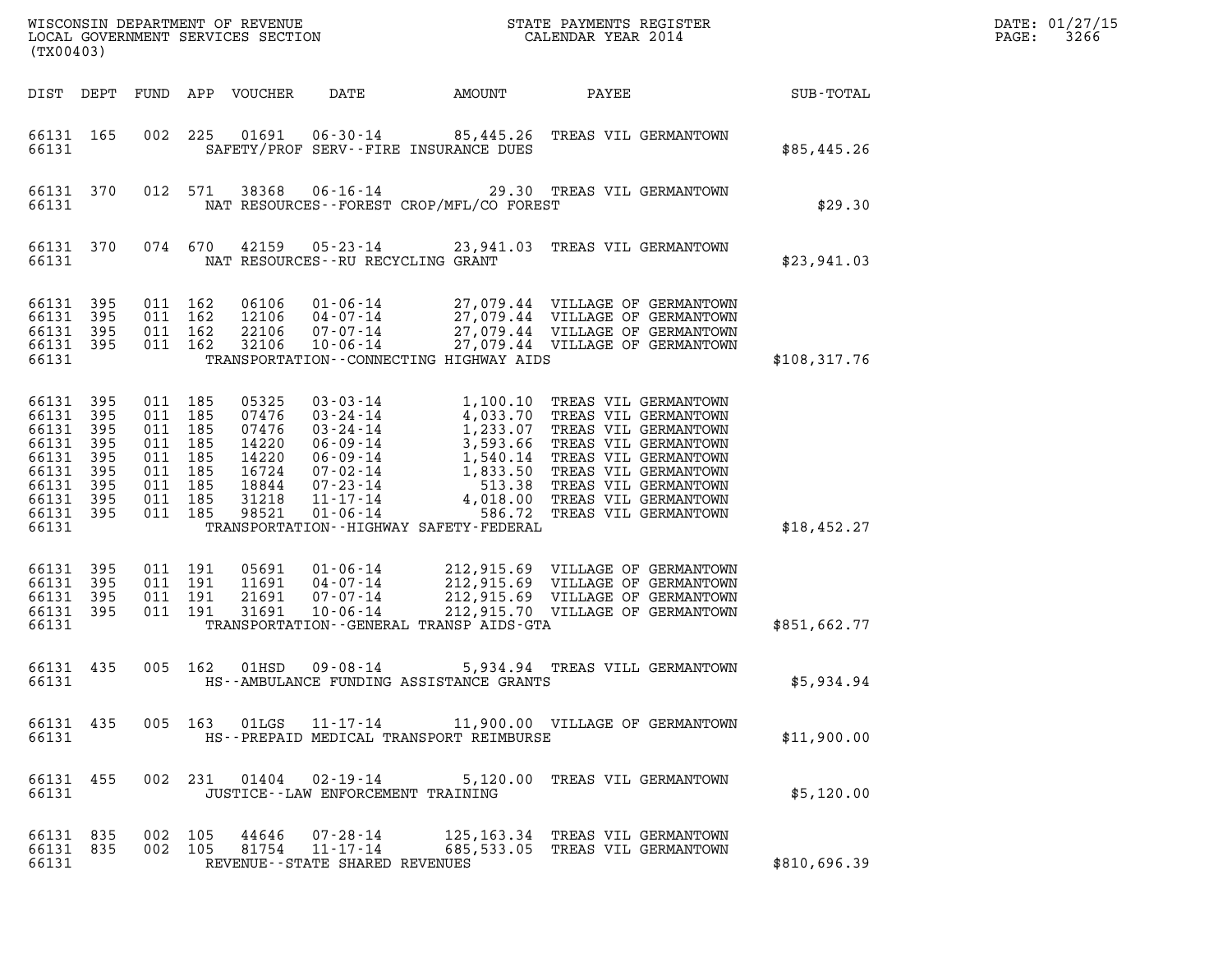WISCONSIN DEPARTMENT OF REVENUE
LOCAL GOVERNMENT SERVICES SECTION
(TX00403)

STATE PAYMENTS REGISTER
CALENDAR YEAR 2014

DATE: 01/27/15
PAGE: 3266

| DIST | DEPT | FUND | APP | VOUCHER | DATE | AMOUNT | PAYEE | SUB-TOTAL |
|---|---|---|---|---|---|---|---|---|
| 66131 | 165 | 002 | 225 | 01691 | 06-30-14 | 85,445.26 | TREAS VIL GERMANTOWN | |
| 66131 | | | | | SAFETY/PROF SERV--FIRE INSURANCE DUES | | | $85,445.26 |
| 66131 | 370 | 012 | 571 | 38368 | 06-16-14 | 29.30 | TREAS VIL GERMANTOWN | |
| 66131 | | | | | NAT RESOURCES--FOREST CROP/MFL/CO FOREST | | | $29.30 |
| 66131 | 370 | 074 | 670 | 42159 | 05-23-14 | 23,941.03 | TREAS VIL GERMANTOWN | |
| 66131 | | | | | NAT RESOURCES--RU RECYCLING GRANT | | | $23,941.03 |
| 66131 | 395 | 011 | 162 | 06106 | 01-06-14 | 27,079.44 | VILLAGE OF GERMANTOWN | |
| 66131 | 395 | 011 | 162 | 12106 | 04-07-14 | 27,079.44 | VILLAGE OF GERMANTOWN | |
| 66131 | 395 | 011 | 162 | 22106 | 07-07-14 | 27,079.44 | VILLAGE OF GERMANTOWN | |
| 66131 | 395 | 011 | 162 | 32106 | 10-06-14 | 27,079.44 | VILLAGE OF GERMANTOWN | |
| 66131 | | | | | TRANSPORTATION--CONNECTING HIGHWAY AIDS | | | $108,317.76 |
| 66131 | 395 | 011 | 185 | 05325 | 03-03-14 | 1,100.10 | TREAS VIL GERMANTOWN | |
| 66131 | 395 | 011 | 185 | 07476 | 03-24-14 | 4,033.70 | TREAS VIL GERMANTOWN | |
| 66131 | 395 | 011 | 185 | 07476 | 03-24-14 | 1,233.07 | TREAS VIL GERMANTOWN | |
| 66131 | 395 | 011 | 185 | 14220 | 06-09-14 | 3,593.66 | TREAS VIL GERMANTOWN | |
| 66131 | 395 | 011 | 185 | 14220 | 06-09-14 | 1,540.14 | TREAS VIL GERMANTOWN | |
| 66131 | 395 | 011 | 185 | 16724 | 07-02-14 | 1,833.50 | TREAS VIL GERMANTOWN | |
| 66131 | 395 | 011 | 185 | 18844 | 07-23-14 | 513.38 | TREAS VIL GERMANTOWN | |
| 66131 | 395 | 011 | 185 | 31218 | 11-17-14 | 4,018.00 | TREAS VIL GERMANTOWN | |
| 66131 | 395 | 011 | 185 | 98521 | 01-06-14 | 586.72 | TREAS VIL GERMANTOWN | |
| 66131 | | | | | TRANSPORTATION--HIGHWAY SAFETY-FEDERAL | | | $18,452.27 |
| 66131 | 395 | 011 | 191 | 05691 | 01-06-14 | 212,915.69 | VILLAGE OF GERMANTOWN | |
| 66131 | 395 | 011 | 191 | 11691 | 04-07-14 | 212,915.69 | VILLAGE OF GERMANTOWN | |
| 66131 | 395 | 011 | 191 | 21691 | 07-07-14 | 212,915.69 | VILLAGE OF GERMANTOWN | |
| 66131 | 395 | 011 | 191 | 31691 | 10-06-14 | 212,915.70 | VILLAGE OF GERMANTOWN | |
| 66131 | | | | | TRANSPORTATION--GENERAL TRANSP AIDS-GTA | | | $851,662.77 |
| 66131 | 435 | 005 | 162 | 01HSD | 09-08-14 | 5,934.94 | TREAS VILL GERMANTOWN | |
| 66131 | | | | | HS--AMBULANCE FUNDING ASSISTANCE GRANTS | | | $5,934.94 |
| 66131 | 435 | 005 | 163 | 01LGS | 11-17-14 | 11,900.00 | VILLAGE OF GERMANTOWN | |
| 66131 | | | | | HS--PREPAID MEDICAL TRANSPORT REIMBURSE | | | $11,900.00 |
| 66131 | 455 | 002 | 231 | 01404 | 02-19-14 | 5,120.00 | TREAS VIL GERMANTOWN | |
| 66131 | | | | | JUSTICE--LAW ENFORCEMENT TRAINING | | | $5,120.00 |
| 66131 | 835 | 002 | 105 | 44646 | 07-28-14 | 125,163.34 | TREAS VIL GERMANTOWN | |
| 66131 | 835 | 002 | 105 | 81754 | 11-17-14 | 685,533.05 | TREAS VIL GERMANTOWN | |
| 66131 | | | | | REVENUE--STATE SHARED REVENUES | | | $810,696.39 |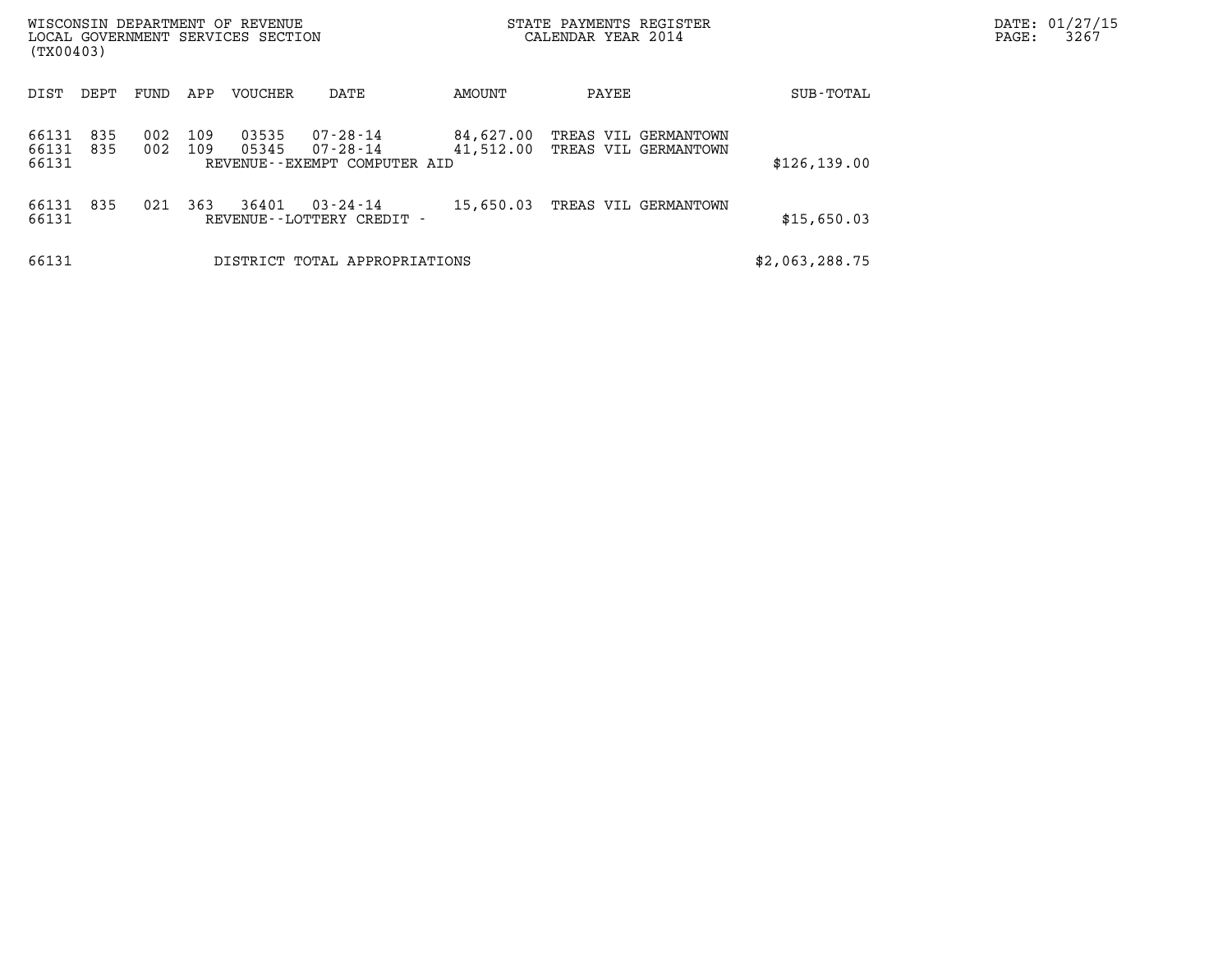| DIST | DEPT | FUND | APP | VOUCHER | DATE | AMOUNT | PAYEE | SUB-TOTAL |
|---|---|---|---|---|---|---|---|---|
| 66131 | 835 | 002 | 109 | 03535 | 07-28-14 | 84,627.00 | TREAS VIL GERMANTOWN | |
| 66131 | 835 | 002 | 109 | 05345 | 07-28-14 | 41,512.00 | TREAS VIL GERMANTOWN | |
| 66131 | | | | REVENUE--EXEMPT COMPUTER AID | | | | $126,139.00 |
| 66131 | 835 | 021 | 363 | 36401 | 03-24-14 | 15,650.03 | TREAS VIL GERMANTOWN | |
| 66131 | | | | REVENUE--LOTTERY CREDIT - | | | | $15,650.03 |
| 66131 | | | | DISTRICT TOTAL APPROPRIATIONS | | | | $2,063,288.75 |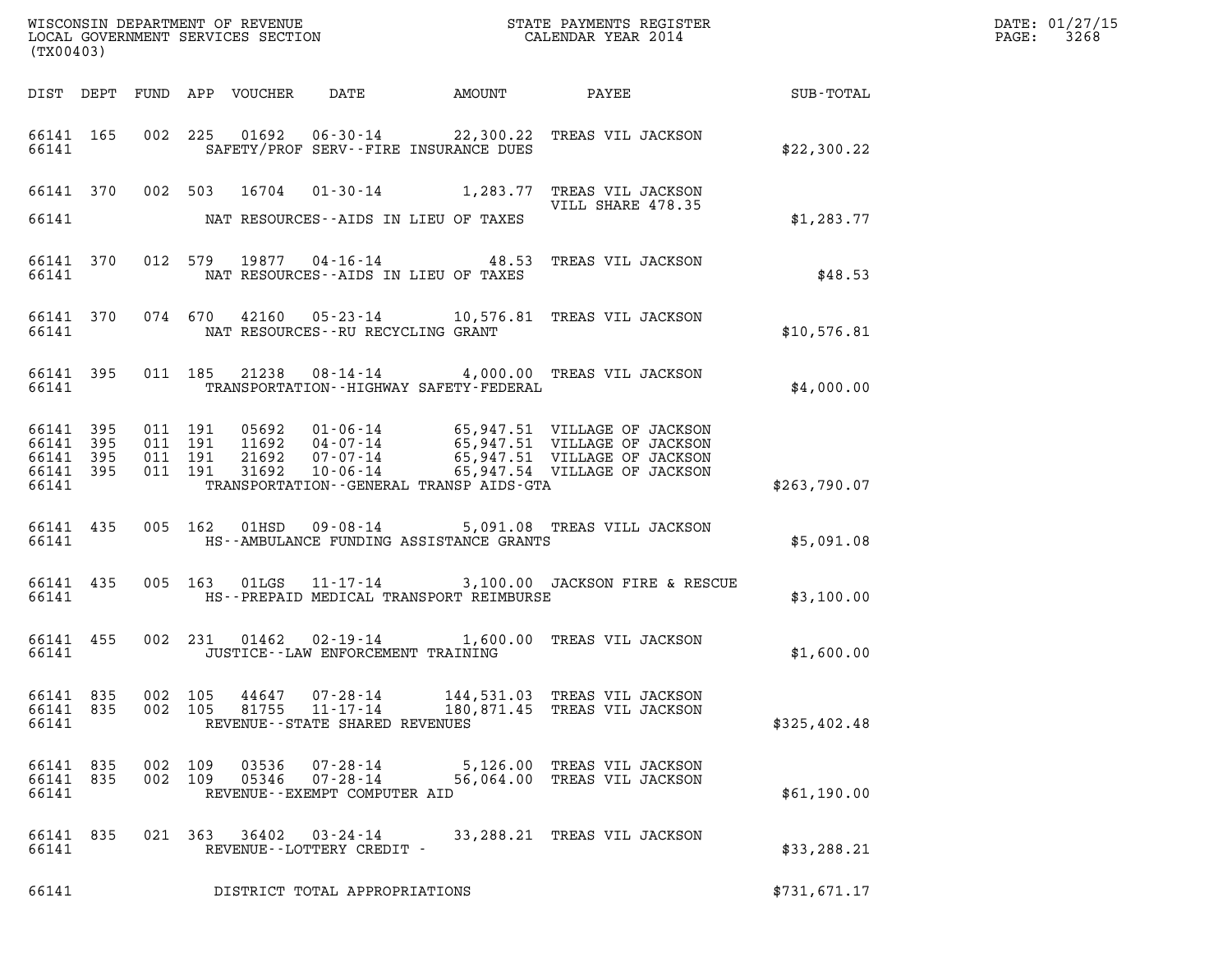WISCONSIN DEPARTMENT OF REVENUE
LOCAL GOVERNMENT SERVICES SECTION
(TX00403)

STATE PAYMENTS REGISTER
CALENDAR YEAR 2014

DATE: 01/27/15
PAGE: 3268

| DIST | DEPT | FUND | APP | VOUCHER | DATE | AMOUNT | PAYEE | SUB-TOTAL |
|---|---|---|---|---|---|---|---|---|
| 66141 | 165 | 002 | 225 | 01692 | 06-30-14 | 22,300.22 | TREAS VIL JACKSON | |
| 66141 | | | | SAFETY/PROF SERV--FIRE INSURANCE DUES | | | | $22,300.22 |
| 66141 | 370 | 002 | 503 | 16704 | 01-30-14 | 1,283.77 | TREAS VIL JACKSON VILL SHARE 478.35 | |
| 66141 | | | | NAT RESOURCES--AIDS IN LIEU OF TAXES | | | | $1,283.77 |
| 66141 | 370 | 012 | 579 | 19877 | 04-16-14 | 48.53 | TREAS VIL JACKSON | |
| 66141 | | | | NAT RESOURCES--AIDS IN LIEU OF TAXES | | | | $48.53 |
| 66141 | 370 | 074 | 670 | 42160 | 05-23-14 | 10,576.81 | TREAS VIL JACKSON | |
| 66141 | | | | NAT RESOURCES--RU RECYCLING GRANT | | | | $10,576.81 |
| 66141 | 395 | 011 | 185 | 21238 | 08-14-14 | 4,000.00 | TREAS VIL JACKSON | |
| 66141 | | | | TRANSPORTATION--HIGHWAY SAFETY-FEDERAL | | | | $4,000.00 |
| 66141 | 395 | 011 | 191 | 05692 | 01-06-14 | 65,947.51 | VILLAGE OF JACKSON | |
| 66141 | 395 | 011 | 191 | 11692 | 04-07-14 | 65,947.51 | VILLAGE OF JACKSON | |
| 66141 | 395 | 011 | 191 | 21692 | 07-07-14 | 65,947.51 | VILLAGE OF JACKSON | |
| 66141 | 395 | 011 | 191 | 31692 | 10-06-14 | 65,947.54 | VILLAGE OF JACKSON | |
| 66141 | | | | TRANSPORTATION--GENERAL TRANSP AIDS-GTA | | | | $263,790.07 |
| 66141 | 435 | 005 | 162 | 01HSD | 09-08-14 | 5,091.08 | TREAS VILL JACKSON | |
| 66141 | | | | HS--AMBULANCE FUNDING ASSISTANCE GRANTS | | | | $5,091.08 |
| 66141 | 435 | 005 | 163 | 01LGS | 11-17-14 | 3,100.00 | JACKSON FIRE & RESCUE | |
| 66141 | | | | HS--PREPAID MEDICAL TRANSPORT REIMBURSE | | | | $3,100.00 |
| 66141 | 455 | 002 | 231 | 01462 | 02-19-14 | 1,600.00 | TREAS VIL JACKSON | |
| 66141 | | | | JUSTICE--LAW ENFORCEMENT TRAINING | | | | $1,600.00 |
| 66141 | 835 | 002 | 105 | 44647 | 07-28-14 | 144,531.03 | TREAS VIL JACKSON | |
| 66141 | 835 | 002 | 105 | 81755 | 11-17-14 | 180,871.45 | TREAS VIL JACKSON | |
| 66141 | | | | REVENUE--STATE SHARED REVENUES | | | | $325,402.48 |
| 66141 | 835 | 002 | 109 | 03536 | 07-28-14 | 5,126.00 | TREAS VIL JACKSON | |
| 66141 | 835 | 002 | 109 | 05346 | 07-28-14 | 56,064.00 | TREAS VIL JACKSON | |
| 66141 | | | | REVENUE--EXEMPT COMPUTER AID | | | | $61,190.00 |
| 66141 | 835 | 021 | 363 | 36402 | 03-24-14 | 33,288.21 | TREAS VIL JACKSON | |
| 66141 | | | | REVENUE--LOTTERY CREDIT - | | | | $33,288.21 |
| 66141 | | | | DISTRICT TOTAL APPROPRIATIONS | | | | $731,671.17 |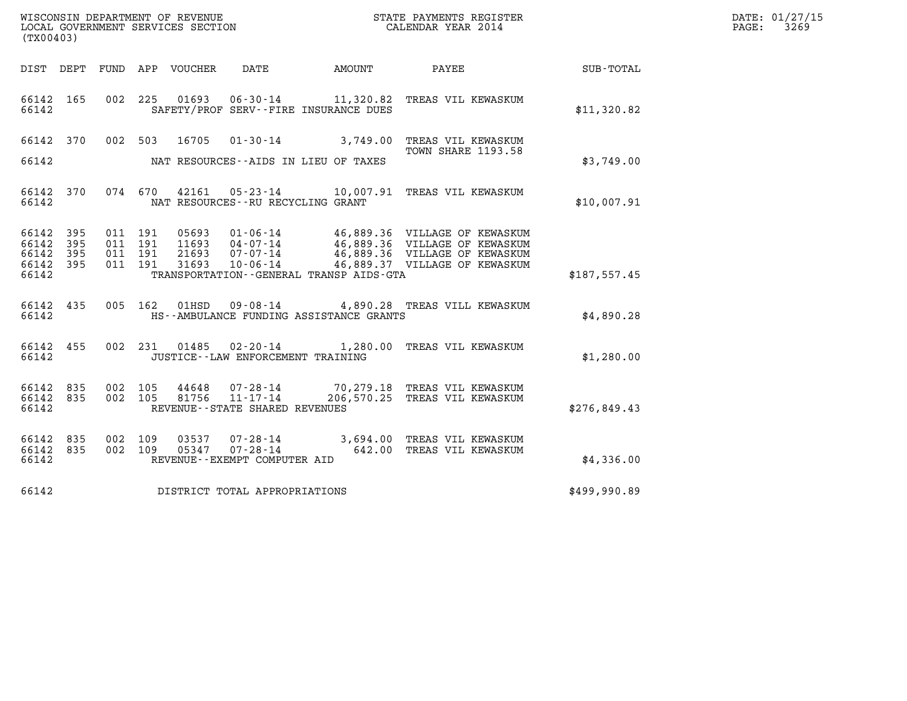WISCONSIN DEPARTMENT OF REVENUE
LOCAL GOVERNMENT SERVICES SECTION
(TX00403)

STATE PAYMENTS REGISTER
CALENDAR YEAR 2014

DATE: 01/27/15
PAGE: 3269

| DIST | DEPT | FUND | APP | VOUCHER | DATE | AMOUNT | PAYEE | SUB-TOTAL |
|---|---|---|---|---|---|---|---|---|
| 66142 | 165 | 002 | 225 | 01693 | 06-30-14 | 11,320.82 | TREAS VIL KEWASKUM | |
| 66142 | | | | | SAFETY/PROF SERV--FIRE INSURANCE DUES | | | $11,320.82 |
| 66142 | 370 | 002 | 503 | 16705 | 01-30-14 | 3,749.00 | TREAS VIL KEWASKUM TOWN SHARE 1193.58 | |
| 66142 | | | | | NAT RESOURCES--AIDS IN LIEU OF TAXES | | | $3,749.00 |
| 66142 | 370 | 074 | 670 | 42161 | 05-23-14 | 10,007.91 | TREAS VIL KEWASKUM | |
| 66142 | | | | | NAT RESOURCES--RU RECYCLING GRANT | | | $10,007.91 |
| 66142 | 395 | 011 | 191 | 05693 | 01-06-14 | 46,889.36 | VILLAGE OF KEWASKUM | |
| 66142 | 395 | 011 | 191 | 11693 | 04-07-14 | 46,889.36 | VILLAGE OF KEWASKUM | |
| 66142 | 395 | 011 | 191 | 21693 | 07-07-14 | 46,889.36 | VILLAGE OF KEWASKUM | |
| 66142 | 395 | 011 | 191 | 31693 | 10-06-14 | 46,889.37 | VILLAGE OF KEWASKUM | |
| 66142 | | | | | TRANSPORTATION--GENERAL TRANSP AIDS-GTA | | | $187,557.45 |
| 66142 | 435 | 005 | 162 | 01HSD | 09-08-14 | 4,890.28 | TREAS VILL KEWASKUM | |
| 66142 | | | | | HS--AMBULANCE FUNDING ASSISTANCE GRANTS | | | $4,890.28 |
| 66142 | 455 | 002 | 231 | 01485 | 02-20-14 | 1,280.00 | TREAS VIL KEWASKUM | |
| 66142 | | | | | JUSTICE--LAW ENFORCEMENT TRAINING | | | $1,280.00 |
| 66142 | 835 | 002 | 105 | 44648 | 07-28-14 | 70,279.18 | TREAS VIL KEWASKUM | |
| 66142 | 835 | 002 | 105 | 81756 | 11-17-14 | 206,570.25 | TREAS VIL KEWASKUM | |
| 66142 | | | | | REVENUE--STATE SHARED REVENUES | | | $276,849.43 |
| 66142 | 835 | 002 | 109 | 03537 | 07-28-14 | 3,694.00 | TREAS VIL KEWASKUM | |
| 66142 | 835 | 002 | 109 | 05347 | 07-28-14 | 642.00 | TREAS VIL KEWASKUM | |
| 66142 | | | | | REVENUE--EXEMPT COMPUTER AID | | | $4,336.00 |
| 66142 | | | | | DISTRICT TOTAL APPROPRIATIONS | | | $499,990.89 |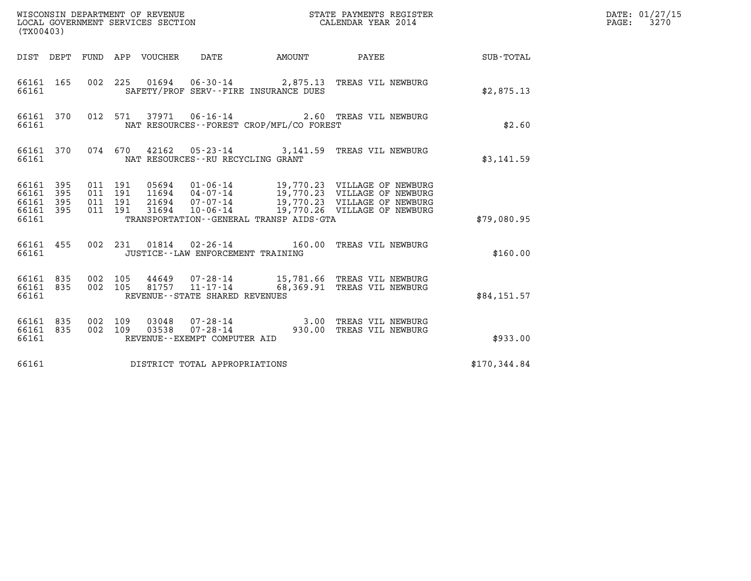WISCONSIN DEPARTMENT OF REVENUE
LOCAL GOVERNMENT SERVICES SECTION
(TX00403)

STATE PAYMENTS REGISTER
CALENDAR YEAR 2014

DATE: 01/27/15

| DIST | DEPT | FUND | APP | VOUCHER | DATE | AMOUNT | PAYEE | SUB-TOTAL |
|---|---|---|---|---|---|---|---|---|
| 66161 | 165 | 002 | 225 | 01694 | 06-30-14 | 2,875.13 | TREAS VIL NEWBURG | |
| 66161 | | | | SAFETY/PROF SERV--FIRE INSURANCE DUES | | | | $2,875.13 |
| 66161 | 370 | 012 | 571 | 37971 | 06-16-14 | 2.60 | TREAS VIL NEWBURG | |
| 66161 | | | | NAT RESOURCES--FOREST CROP/MFL/CO FOREST | | | | $2.60 |
| 66161 | 370 | 074 | 670 | 42162 | 05-23-14 | 3,141.59 | TREAS VIL NEWBURG | |
| 66161 | | | | NAT RESOURCES--RU RECYCLING GRANT | | | | $3,141.59 |
| 66161 | 395 | 011 | 191 | 05694 | 01-06-14 | 19,770.23 | VILLAGE OF NEWBURG | |
| 66161 | 395 | 011 | 191 | 11694 | 04-07-14 | 19,770.23 | VILLAGE OF NEWBURG | |
| 66161 | 395 | 011 | 191 | 21694 | 07-07-14 | 19,770.23 | VILLAGE OF NEWBURG | |
| 66161 | 395 | 011 | 191 | 31694 | 10-06-14 | 19,770.26 | VILLAGE OF NEWBURG | |
| 66161 | | | | TRANSPORTATION--GENERAL TRANSP AIDS-GTA | | | | $79,080.95 |
| 66161 | 455 | 002 | 231 | 01814 | 02-26-14 | 160.00 | TREAS VIL NEWBURG | |
| 66161 | | | | JUSTICE--LAW ENFORCEMENT TRAINING | | | | $160.00 |
| 66161 | 835 | 002 | 105 | 44649 | 07-28-14 | 15,781.66 | TREAS VIL NEWBURG | |
| 66161 | 835 | 002 | 105 | 81757 | 11-17-14 | 68,369.91 | TREAS VIL NEWBURG | |
| 66161 | | | | REVENUE--STATE SHARED REVENUES | | | | $84,151.57 |
| 66161 | 835 | 002 | 109 | 03048 | 07-28-14 | 3.00 | TREAS VIL NEWBURG | |
| 66161 | 835 | 002 | 109 | 03538 | 07-28-14 | 930.00 | TREAS VIL NEWBURG | |
| 66161 | | | | REVENUE--EXEMPT COMPUTER AID | | | | $933.00 |
| 66161 | | | | DISTRICT TOTAL APPROPRIATIONS | | | | $170,344.84 |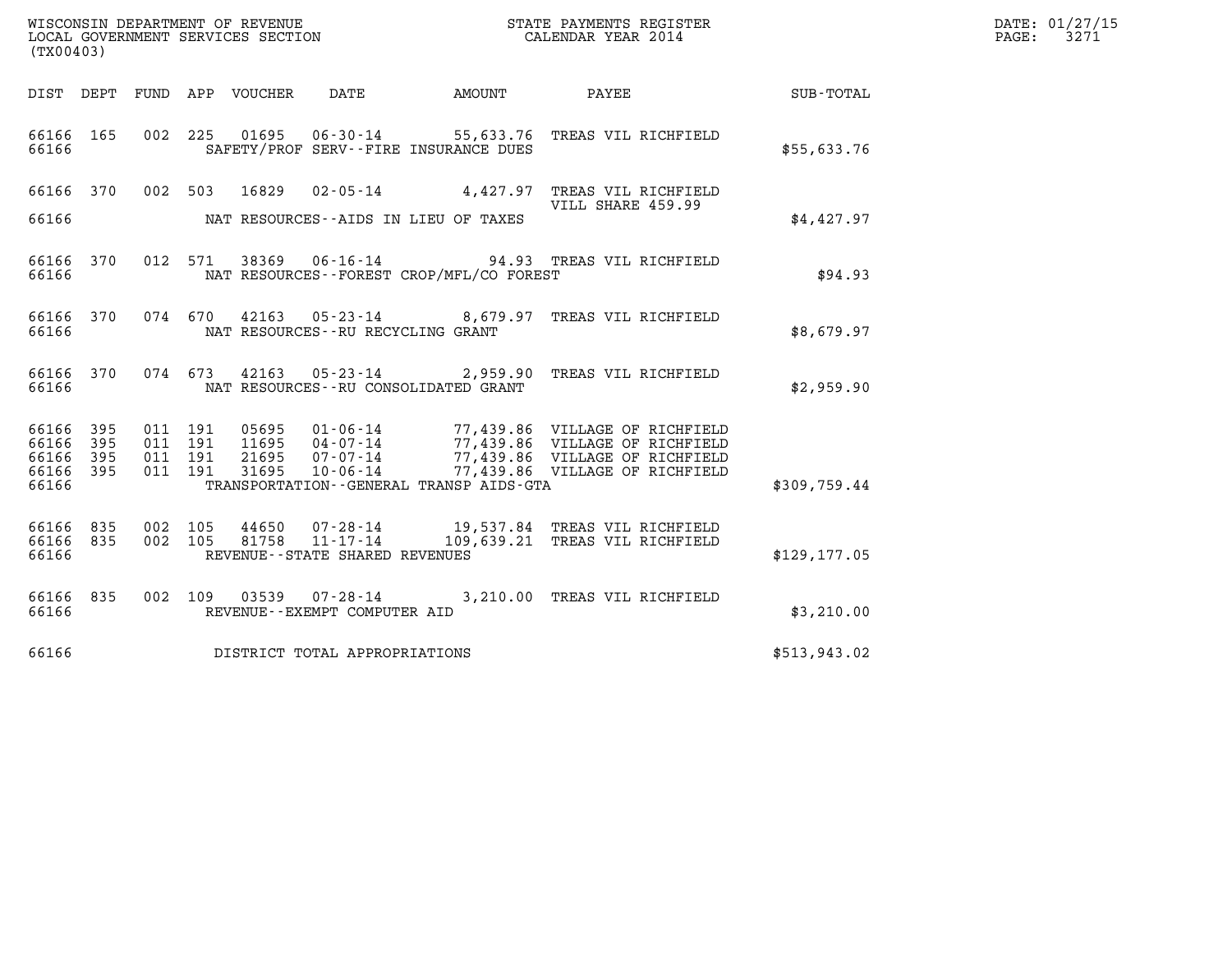WISCONSIN DEPARTMENT OF REVENUE
LOCAL GOVERNMENT SERVICES SECTION
(TX00403)

STATE PAYMENTS REGISTER
CALENDAR YEAR 2014

DATE: 01/27/15

| DIST | DEPT | FUND | APP | VOUCHER | DATE | AMOUNT | PAYEE | SUB-TOTAL |
|---|---|---|---|---|---|---|---|---|
| 66166 | 165 | 002 | 225 | 01695 | 06-30-14 | 55,633.76 | TREAS VIL RICHFIELD | |
| 66166 | | | | | SAFETY/PROF SERV--FIRE INSURANCE DUES | | | $55,633.76 |
| 66166 | 370 | 002 | 503 | 16829 | 02-05-14 | 4,427.97 | TREAS VIL RICHFIELD VILL SHARE 459.99 | |
| 66166 | | | | | NAT RESOURCES--AIDS IN LIEU OF TAXES | | | $4,427.97 |
| 66166 | 370 | 012 | 571 | 38369 | 06-16-14 | 94.93 | TREAS VIL RICHFIELD | |
| 66166 | | | | | NAT RESOURCES--FOREST CROP/MFL/CO FOREST | | | $94.93 |
| 66166 | 370 | 074 | 670 | 42163 | 05-23-14 | 8,679.97 | TREAS VIL RICHFIELD | |
| 66166 | | | | | NAT RESOURCES--RU RECYCLING GRANT | | | $8,679.97 |
| 66166 | 370 | 074 | 673 | 42163 | 05-23-14 | 2,959.90 | TREAS VIL RICHFIELD | |
| 66166 | | | | | NAT RESOURCES--RU CONSOLIDATED GRANT | | | $2,959.90 |
| 66166 | 395 | 011 | 191 | 05695 | 01-06-14 | 77,439.86 | VILLAGE OF RICHFIELD | |
| 66166 | 395 | 011 | 191 | 11695 | 04-07-14 | 77,439.86 | VILLAGE OF RICHFIELD | |
| 66166 | 395 | 011 | 191 | 21695 | 07-07-14 | 77,439.86 | VILLAGE OF RICHFIELD | |
| 66166 | 395 | 011 | 191 | 31695 | 10-06-14 | 77,439.86 | VILLAGE OF RICHFIELD | |
| 66166 | | | | | TRANSPORTATION--GENERAL TRANSP AIDS-GTA | | | $309,759.44 |
| 66166 | 835 | 002 | 105 | 44650 | 07-28-14 | 19,537.84 | TREAS VIL RICHFIELD | |
| 66166 | 835 | 002 | 105 | 81758 | 11-17-14 | 109,639.21 | TREAS VIL RICHFIELD | |
| 66166 | | | | | REVENUE--STATE SHARED REVENUES | | | $129,177.05 |
| 66166 | 835 | 002 | 109 | 03539 | 07-28-14 | 3,210.00 | TREAS VIL RICHFIELD | |
| 66166 | | | | | REVENUE--EXEMPT COMPUTER AID | | | $3,210.00 |
| 66166 | | | | | DISTRICT TOTAL APPROPRIATIONS | | | $513,943.02 |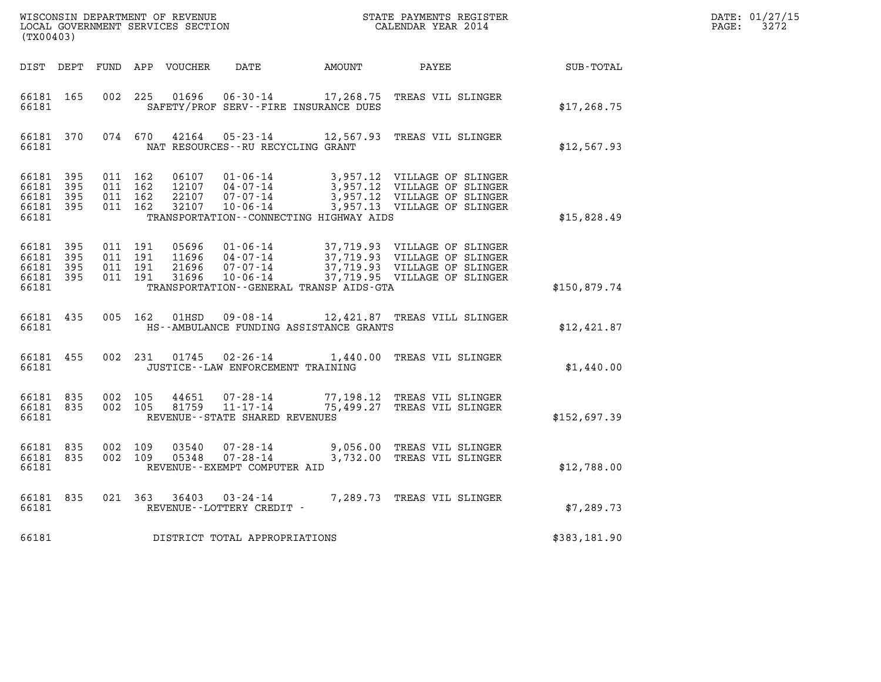WISCONSIN DEPARTMENT OF REVENUE
LOCAL GOVERNMENT SERVICES SECTION
(TX00403)

STATE PAYMENTS REGISTER
CALENDAR YEAR 2014

DATE: 01/27/15
PAGE: 3272

| DIST | DEPT | FUND | APP | VOUCHER | DATE | AMOUNT | PAYEE | SUB-TOTAL |
|---|---|---|---|---|---|---|---|---|
| 66181 | 165 | 002 | 225 | 01696 | 06-30-14 | 17,268.75 | TREAS VIL SLINGER | |
| 66181 | | | | | SAFETY/PROF SERV--FIRE INSURANCE DUES | | | $17,268.75 |
| 66181 | 370 | 074 | 670 | 42164 | 05-23-14 | 12,567.93 | TREAS VIL SLINGER | |
| 66181 | | | | | NAT RESOURCES--RU RECYCLING GRANT | | | $12,567.93 |
| 66181 | 395 | 011 | 162 | 06107 | 01-06-14 | 3,957.12 | VILLAGE OF SLINGER | |
| 66181 | 395 | 011 | 162 | 12107 | 04-07-14 | 3,957.12 | VILLAGE OF SLINGER | |
| 66181 | 395 | 011 | 162 | 22107 | 07-07-14 | 3,957.12 | VILLAGE OF SLINGER | |
| 66181 | 395 | 011 | 162 | 32107 | 10-06-14 | 3,957.13 | VILLAGE OF SLINGER | |
| 66181 | | | | | TRANSPORTATION--CONNECTING HIGHWAY AIDS | | | $15,828.49 |
| 66181 | 395 | 011 | 191 | 05696 | 01-06-14 | 37,719.93 | VILLAGE OF SLINGER | |
| 66181 | 395 | 011 | 191 | 11696 | 04-07-14 | 37,719.93 | VILLAGE OF SLINGER | |
| 66181 | 395 | 011 | 191 | 21696 | 07-07-14 | 37,719.93 | VILLAGE OF SLINGER | |
| 66181 | 395 | 011 | 191 | 31696 | 10-06-14 | 37,719.95 | VILLAGE OF SLINGER | |
| 66181 | | | | | TRANSPORTATION--GENERAL TRANSP AIDS-GTA | | | $150,879.74 |
| 66181 | 435 | 005 | 162 | 01HSD | 09-08-14 | 12,421.87 | TREAS VILL SLINGER | |
| 66181 | | | | | HS--AMBULANCE FUNDING ASSISTANCE GRANTS | | | $12,421.87 |
| 66181 | 455 | 002 | 231 | 01745 | 02-26-14 | 1,440.00 | TREAS VIL SLINGER | |
| 66181 | | | | | JUSTICE--LAW ENFORCEMENT TRAINING | | | $1,440.00 |
| 66181 | 835 | 002 | 105 | 44651 | 07-28-14 | 77,198.12 | TREAS VIL SLINGER | |
| 66181 | 835 | 002 | 105 | 81759 | 11-17-14 | 75,499.27 | TREAS VIL SLINGER | |
| 66181 | | | | | REVENUE--STATE SHARED REVENUES | | | $152,697.39 |
| 66181 | 835 | 002 | 109 | 03540 | 07-28-14 | 9,056.00 | TREAS VIL SLINGER | |
| 66181 | 835 | 002 | 109 | 05348 | 07-28-14 | 3,732.00 | TREAS VIL SLINGER | |
| 66181 | | | | | REVENUE--EXEMPT COMPUTER AID | | | $12,788.00 |
| 66181 | 835 | 021 | 363 | 36403 | 03-24-14 | 7,289.73 | TREAS VIL SLINGER | |
| 66181 | | | | | REVENUE--LOTTERY CREDIT - | | | $7,289.73 |
| 66181 | | | | | DISTRICT TOTAL APPROPRIATIONS | | | $383,181.90 |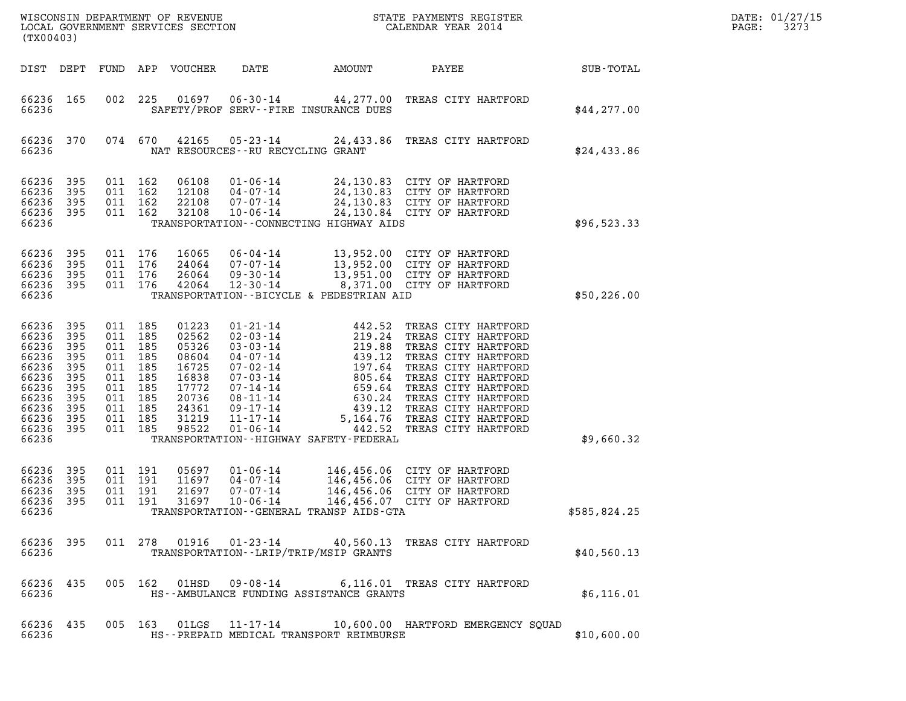WISCONSIN DEPARTMENT OF REVENUE
LOCAL GOVERNMENT SERVICES SECTION
(TX00403)

STATE PAYMENTS REGISTER
CALENDAR YEAR 2014

DATE: 01/27/15

| DIST | DEPT | FUND | APP | VOUCHER | DATE | AMOUNT | PAYEE | SUB-TOTAL |
|---|---|---|---|---|---|---|---|---|
| 66236 | 165 | 002 | 225 | 01697 | 06-30-14 | 44,277.00 | TREAS CITY HARTFORD | |
| 66236 | | | | | SAFETY/PROF SERV--FIRE INSURANCE DUES | | | $44,277.00 |
| 66236 | 370 | 074 | 670 | 42165 | 05-23-14 | 24,433.86 | TREAS CITY HARTFORD | |
| 66236 | | | | | NAT RESOURCES--RU RECYCLING GRANT | | | $24,433.86 |
| 66236 | 395 | 011 | 162 | 06108 | 01-06-14 | 24,130.83 | CITY OF HARTFORD | |
| 66236 | 395 | 011 | 162 | 12108 | 04-07-14 | 24,130.83 | CITY OF HARTFORD | |
| 66236 | 395 | 011 | 162 | 22108 | 07-07-14 | 24,130.83 | CITY OF HARTFORD | |
| 66236 | 395 | 011 | 162 | 32108 | 10-06-14 | 24,130.84 | CITY OF HARTFORD | |
| 66236 | | | | | TRANSPORTATION--CONNECTING HIGHWAY AIDS | | | $96,523.33 |
| 66236 | 395 | 011 | 176 | 16065 | 06-04-14 | 13,952.00 | CITY OF HARTFORD | |
| 66236 | 395 | 011 | 176 | 24064 | 07-07-14 | 13,952.00 | CITY OF HARTFORD | |
| 66236 | 395 | 011 | 176 | 26064 | 09-30-14 | 13,951.00 | CITY OF HARTFORD | |
| 66236 | 395 | 011 | 176 | 42064 | 12-30-14 | 8,371.00 | CITY OF HARTFORD | |
| 66236 | | | | | TRANSPORTATION--BICYCLE & PEDESTRIAN AID | | | $50,226.00 |
| 66236 | 395 | 011 | 185 | 01223 | 01-21-14 | 442.52 | TREAS CITY HARTFORD | |
| 66236 | 395 | 011 | 185 | 02562 | 02-03-14 | 219.24 | TREAS CITY HARTFORD | |
| 66236 | 395 | 011 | 185 | 05326 | 03-03-14 | 219.88 | TREAS CITY HARTFORD | |
| 66236 | 395 | 011 | 185 | 08604 | 04-07-14 | 439.12 | TREAS CITY HARTFORD | |
| 66236 | 395 | 011 | 185 | 16725 | 07-02-14 | 197.64 | TREAS CITY HARTFORD | |
| 66236 | 395 | 011 | 185 | 16838 | 07-03-14 | 805.64 | TREAS CITY HARTFORD | |
| 66236 | 395 | 011 | 185 | 17772 | 07-14-14 | 659.64 | TREAS CITY HARTFORD | |
| 66236 | 395 | 011 | 185 | 20736 | 08-11-14 | 630.24 | TREAS CITY HARTFORD | |
| 66236 | 395 | 011 | 185 | 24361 | 09-17-14 | 439.12 | TREAS CITY HARTFORD | |
| 66236 | 395 | 011 | 185 | 31219 | 11-17-14 | 5,164.76 | TREAS CITY HARTFORD | |
| 66236 | 395 | 011 | 185 | 98522 | 01-06-14 | 442.52 | TREAS CITY HARTFORD | |
| 66236 | | | | | TRANSPORTATION--HIGHWAY SAFETY-FEDERAL | | | $9,660.32 |
| 66236 | 395 | 011 | 191 | 05697 | 01-06-14 | 146,456.06 | CITY OF HARTFORD | |
| 66236 | 395 | 011 | 191 | 11697 | 04-07-14 | 146,456.06 | CITY OF HARTFORD | |
| 66236 | 395 | 011 | 191 | 21697 | 07-07-14 | 146,456.06 | CITY OF HARTFORD | |
| 66236 | 395 | 011 | 191 | 31697 | 10-06-14 | 146,456.07 | CITY OF HARTFORD | |
| 66236 | | | | | TRANSPORTATION--GENERAL TRANSP AIDS-GTA | | | $585,824.25 |
| 66236 | 395 | 011 | 278 | 01916 | 01-23-14 | 40,560.13 | TREAS CITY HARTFORD | |
| 66236 | | | | | TRANSPORTATION--LRIP/TRIP/MSIP GRANTS | | | $40,560.13 |
| 66236 | 435 | 005 | 162 | 01HSD | 09-08-14 | 6,116.01 | TREAS CITY HARTFORD | |
| 66236 | | | | | HS--AMBULANCE FUNDING ASSISTANCE GRANTS | | | $6,116.01 |
| 66236 | 435 | 005 | 163 | 01LGS | 11-17-14 | 10,600.00 | HARTFORD EMERGENCY SQUAD | |
| 66236 | | | | | HS--PREPAID MEDICAL TRANSPORT REIMBURSE | | | $10,600.00 |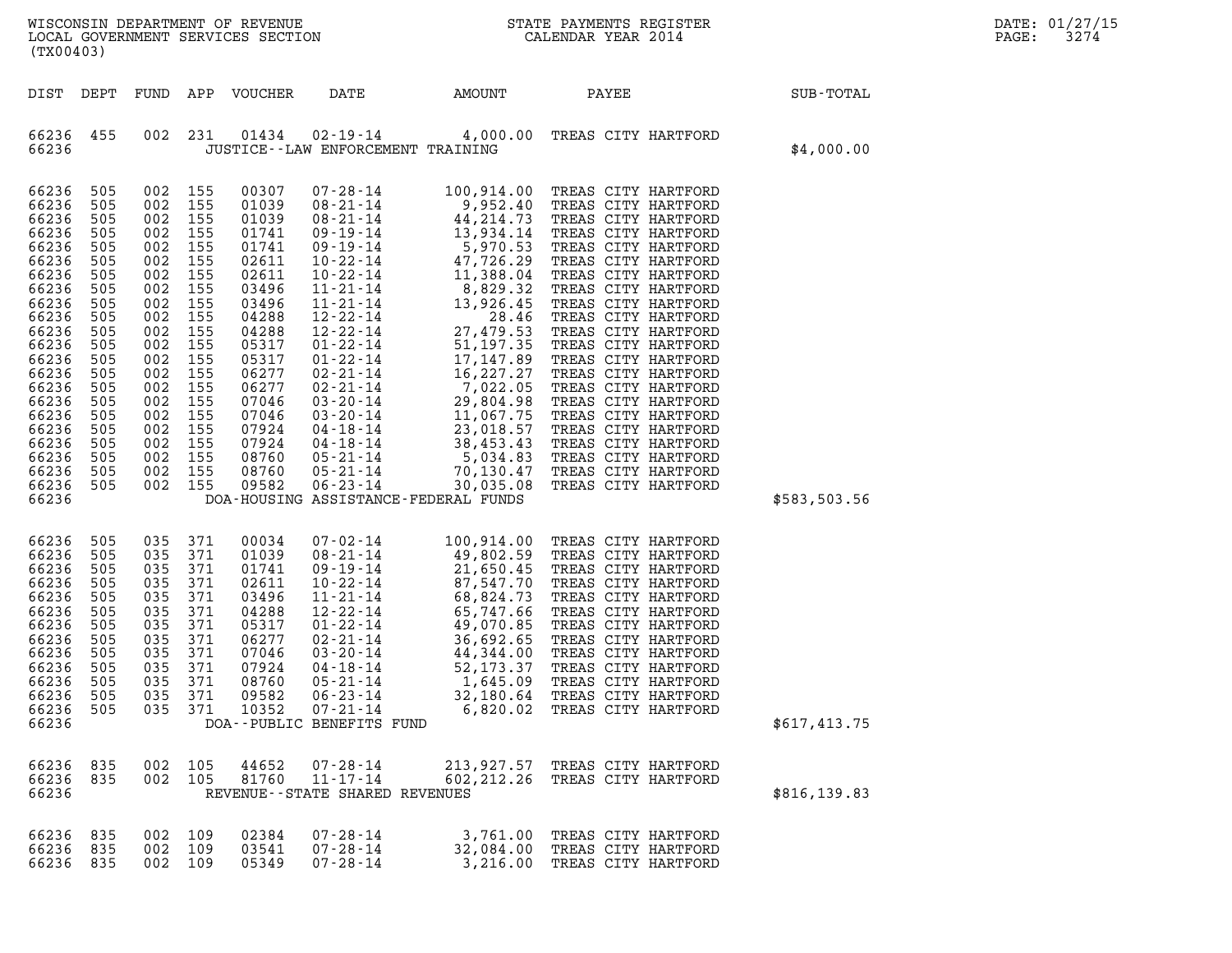WISCONSIN DEPARTMENT OF REVENUE
LOCAL GOVERNMENT SERVICES SECTION
(TX00403)

STATE PAYMENTS REGISTER
CALENDAR YEAR 2014

DATE: 01/27/15
PAGE: 3274

| DIST | DEPT | FUND | APP | VOUCHER | DATE | AMOUNT | PAYEE | SUB-TOTAL |
|---|---|---|---|---|---|---|---|---|
| 66236 | 455 | 002 | 231 | 01434 | 02-19-14 | 4,000.00 | TREAS CITY HARTFORD | |
| 66236 | | | | JUSTICE--LAW ENFORCEMENT TRAINING | | | | $4,000.00 |
| 66236 | 505 | 002 | 155 | 00307 | 07-28-14 | 100,914.00 | TREAS CITY HARTFORD | |
| 66236 | 505 | 002 | 155 | 01039 | 08-21-14 | 9,952.40 | TREAS CITY HARTFORD | |
| 66236 | 505 | 002 | 155 | 01039 | 08-21-14 | 44,214.73 | TREAS CITY HARTFORD | |
| 66236 | 505 | 002 | 155 | 01741 | 09-19-14 | 13,934.14 | TREAS CITY HARTFORD | |
| 66236 | 505 | 002 | 155 | 01741 | 09-19-14 | 5,970.53 | TREAS CITY HARTFORD | |
| 66236 | 505 | 002 | 155 | 02611 | 10-22-14 | 47,726.29 | TREAS CITY HARTFORD | |
| 66236 | 505 | 002 | 155 | 02611 | 10-22-14 | 11,388.04 | TREAS CITY HARTFORD | |
| 66236 | 505 | 002 | 155 | 03496 | 11-21-14 | 8,829.32 | TREAS CITY HARTFORD | |
| 66236 | 505 | 002 | 155 | 03496 | 11-21-14 | 13,926.45 | TREAS CITY HARTFORD | |
| 66236 | 505 | 002 | 155 | 04288 | 12-22-14 | 28.46 | TREAS CITY HARTFORD | |
| 66236 | 505 | 002 | 155 | 04288 | 12-22-14 | 27,479.53 | TREAS CITY HARTFORD | |
| 66236 | 505 | 002 | 155 | 05317 | 01-22-14 | 51,197.35 | TREAS CITY HARTFORD | |
| 66236 | 505 | 002 | 155 | 05317 | 01-22-14 | 17,147.89 | TREAS CITY HARTFORD | |
| 66236 | 505 | 002 | 155 | 06277 | 02-21-14 | 16,227.27 | TREAS CITY HARTFORD | |
| 66236 | 505 | 002 | 155 | 06277 | 02-21-14 | 7,022.05 | TREAS CITY HARTFORD | |
| 66236 | 505 | 002 | 155 | 07046 | 03-20-14 | 29,804.98 | TREAS CITY HARTFORD | |
| 66236 | 505 | 002 | 155 | 07046 | 03-20-14 | 11,067.75 | TREAS CITY HARTFORD | |
| 66236 | 505 | 002 | 155 | 07924 | 04-18-14 | 23,018.57 | TREAS CITY HARTFORD | |
| 66236 | 505 | 002 | 155 | 07924 | 04-18-14 | 38,453.43 | TREAS CITY HARTFORD | |
| 66236 | 505 | 002 | 155 | 08760 | 05-21-14 | 5,034.83 | TREAS CITY HARTFORD | |
| 66236 | 505 | 002 | 155 | 08760 | 05-21-14 | 70,130.47 | TREAS CITY HARTFORD | |
| 66236 | 505 | 002 | 155 | 09582 | 06-23-14 | 30,035.08 | TREAS CITY HARTFORD | |
| 66236 | | | | DOA-HOUSING ASSISTANCE-FEDERAL FUNDS | | | | $583,503.56 |
| 66236 | 505 | 035 | 371 | 00034 | 07-02-14 | 100,914.00 | TREAS CITY HARTFORD | |
| 66236 | 505 | 035 | 371 | 01039 | 08-21-14 | 49,802.59 | TREAS CITY HARTFORD | |
| 66236 | 505 | 035 | 371 | 01741 | 09-19-14 | 21,650.45 | TREAS CITY HARTFORD | |
| 66236 | 505 | 035 | 371 | 02611 | 10-22-14 | 87,547.70 | TREAS CITY HARTFORD | |
| 66236 | 505 | 035 | 371 | 03496 | 11-21-14 | 68,824.73 | TREAS CITY HARTFORD | |
| 66236 | 505 | 035 | 371 | 04288 | 12-22-14 | 65,747.66 | TREAS CITY HARTFORD | |
| 66236 | 505 | 035 | 371 | 05317 | 01-22-14 | 49,070.85 | TREAS CITY HARTFORD | |
| 66236 | 505 | 035 | 371 | 06277 | 02-21-14 | 36,692.65 | TREAS CITY HARTFORD | |
| 66236 | 505 | 035 | 371 | 07046 | 03-20-14 | 44,344.00 | TREAS CITY HARTFORD | |
| 66236 | 505 | 035 | 371 | 07924 | 04-18-14 | 52,173.37 | TREAS CITY HARTFORD | |
| 66236 | 505 | 035 | 371 | 08760 | 05-21-14 | 1,645.09 | TREAS CITY HARTFORD | |
| 66236 | 505 | 035 | 371 | 09582 | 06-23-14 | 32,180.64 | TREAS CITY HARTFORD | |
| 66236 | 505 | 035 | 371 | 10352 | 07-21-14 | 6,820.02 | TREAS CITY HARTFORD | |
| 66236 | | | | DOA--PUBLIC BENEFITS FUND | | | | $617,413.75 |
| 66236 | 835 | 002 | 105 | 44652 | 07-28-14 | 213,927.57 | TREAS CITY HARTFORD | |
| 66236 | 835 | 002 | 105 | 81760 | 11-17-14 | 602,212.26 | TREAS CITY HARTFORD | |
| 66236 | | | | REVENUE--STATE SHARED REVENUES | | | | $816,139.83 |
| 66236 | 835 | 002 | 109 | 02384 | 07-28-14 | 3,761.00 | TREAS CITY HARTFORD | |
| 66236 | 835 | 002 | 109 | 03541 | 07-28-14 | 32,084.00 | TREAS CITY HARTFORD | |
| 66236 | 835 | 002 | 109 | 05349 | 07-28-14 | 3,216.00 | TREAS CITY HARTFORD | |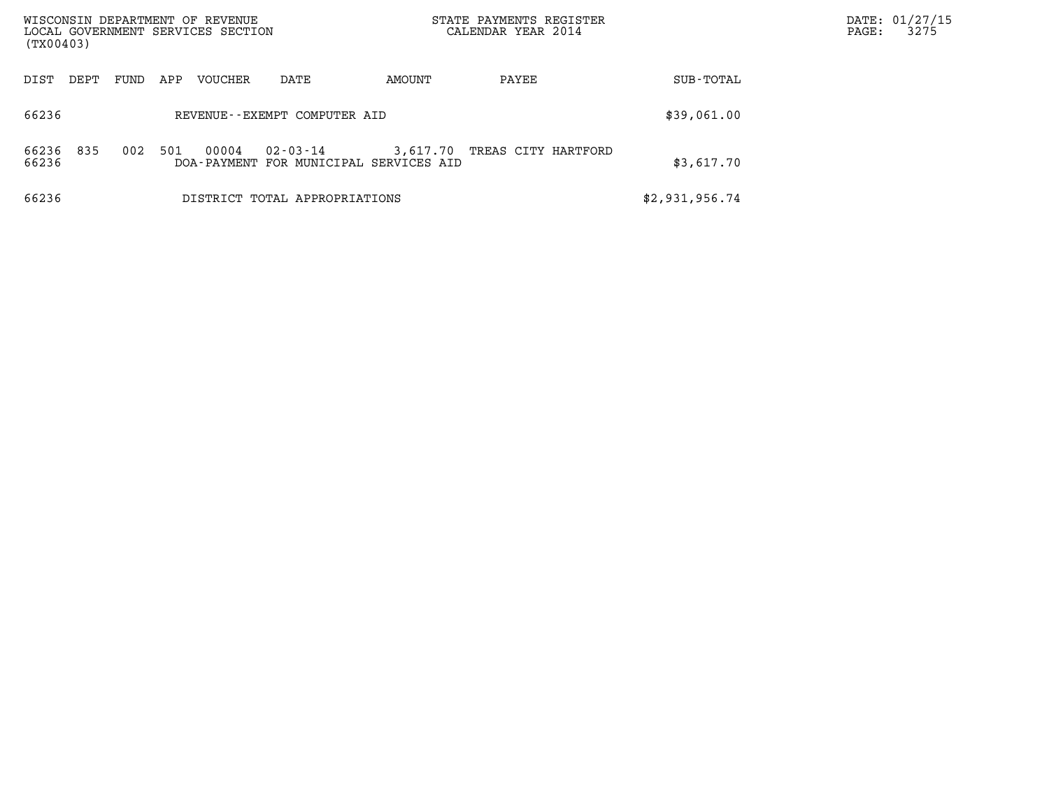| DIST | DEPT | FUND | APP | VOUCHER | DATE | AMOUNT | PAYEE | SUB-TOTAL |
|---|---|---|---|---|---|---|---|---|
| 66236 | | | | REVENUE--EXEMPT COMPUTER AID | | | | $39,061.00 |
| 66236 | 835 | 002 | 501 | 00004 | 02-03-14 | 3,617.70 | TREAS CITY HARTFORD | |
| 66236 | | | | DOA-PAYMENT FOR MUNICIPAL SERVICES AID | | | | $3,617.70 |
| 66236 | | | | DISTRICT TOTAL APPROPRIATIONS | | | | $2,931,956.74 |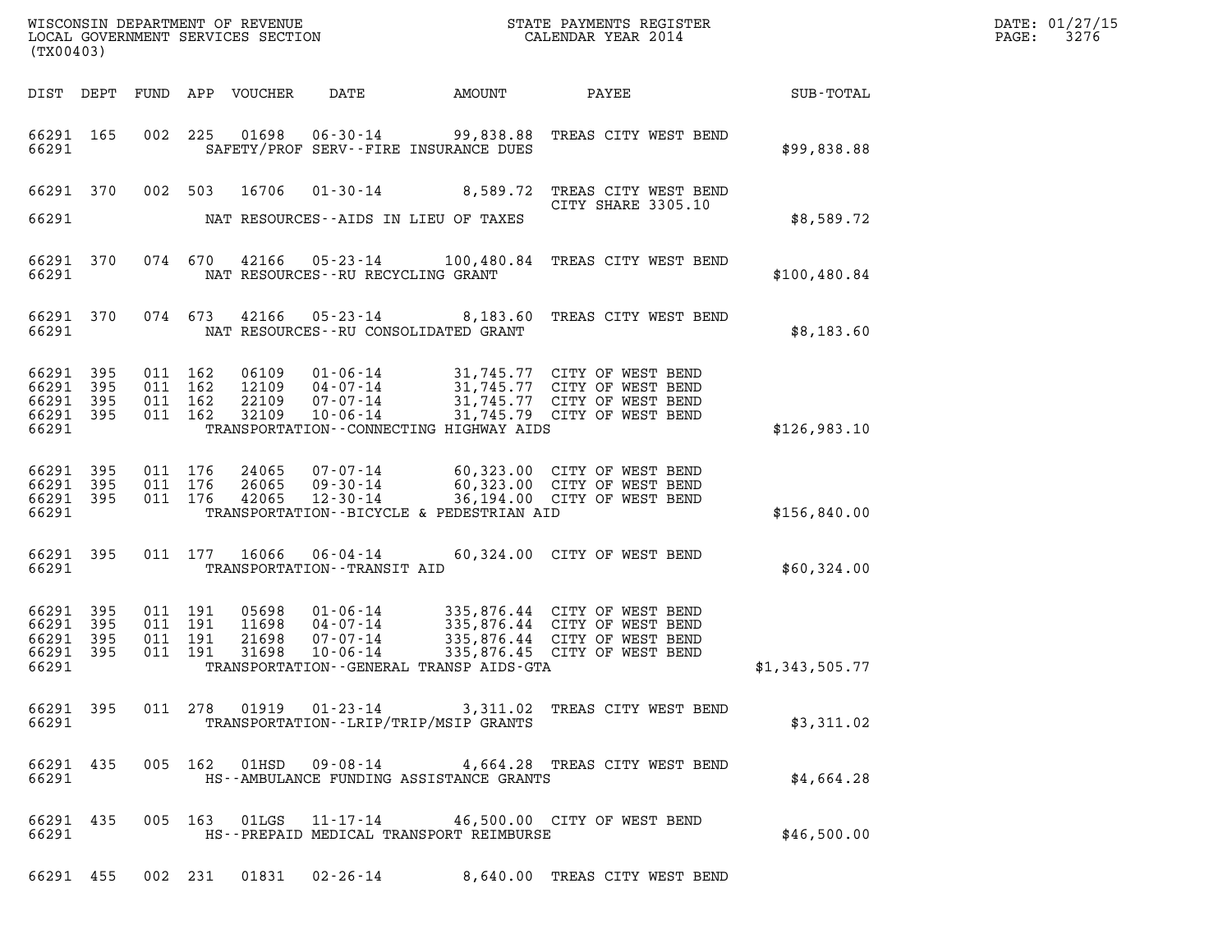WISCONSIN DEPARTMENT OF REVENUE
LOCAL GOVERNMENT SERVICES SECTION
(TX00403)

STATE PAYMENTS REGISTER
CALENDAR YEAR 2014

DATE: 01/27/15
PAGE: 3276

| DIST | DEPT | FUND | APP | VOUCHER | DATE | AMOUNT | PAYEE | SUB-TOTAL |
|---|---|---|---|---|---|---|---|---|
| 66291 | 165 | 002 | 225 | 01698 | 06-30-14 | 99,838.88 | TREAS CITY WEST BEND | |
| 66291 | | | | | SAFETY/PROF SERV--FIRE INSURANCE DUES | | | $99,838.88 |
| 66291 | 370 | 002 | 503 | 16706 | 01-30-14 | 8,589.72 | TREAS CITY WEST BEND CITY SHARE 3305.10 | |
| 66291 | | | | | NAT RESOURCES--AIDS IN LIEU OF TAXES | | | $8,589.72 |
| 66291 | 370 | 074 | 670 | 42166 | 05-23-14 | 100,480.84 | TREAS CITY WEST BEND | |
| 66291 | | | | | NAT RESOURCES--RU RECYCLING GRANT | | | $100,480.84 |
| 66291 | 370 | 074 | 673 | 42166 | 05-23-14 | 8,183.60 | TREAS CITY WEST BEND | |
| 66291 | | | | | NAT RESOURCES--RU CONSOLIDATED GRANT | | | $8,183.60 |
| 66291 | 395 | 011 | 162 | 06109 | 01-06-14 | 31,745.77 | CITY OF WEST BEND | |
| 66291 | 395 | 011 | 162 | 12109 | 04-07-14 | 31,745.77 | CITY OF WEST BEND | |
| 66291 | 395 | 011 | 162 | 22109 | 07-07-14 | 31,745.77 | CITY OF WEST BEND | |
| 66291 | 395 | 011 | 162 | 32109 | 10-06-14 | 31,745.79 | CITY OF WEST BEND | |
| 66291 | | | | | TRANSPORTATION--CONNECTING HIGHWAY AIDS | | | $126,983.10 |
| 66291 | 395 | 011 | 176 | 24065 | 07-07-14 | 60,323.00 | CITY OF WEST BEND | |
| 66291 | 395 | 011 | 176 | 26065 | 09-30-14 | 60,323.00 | CITY OF WEST BEND | |
| 66291 | 395 | 011 | 176 | 42065 | 12-30-14 | 36,194.00 | CITY OF WEST BEND | |
| 66291 | | | | | TRANSPORTATION--BICYCLE & PEDESTRIAN AID | | | $156,840.00 |
| 66291 | 395 | 011 | 177 | 16066 | 06-04-14 | 60,324.00 | CITY OF WEST BEND | |
| 66291 | | | | | TRANSPORTATION--TRANSIT AID | | | $60,324.00 |
| 66291 | 395 | 011 | 191 | 05698 | 01-06-14 | 335,876.44 | CITY OF WEST BEND | |
| 66291 | 395 | 011 | 191 | 11698 | 04-07-14 | 335,876.44 | CITY OF WEST BEND | |
| 66291 | 395 | 011 | 191 | 21698 | 07-07-14 | 335,876.44 | CITY OF WEST BEND | |
| 66291 | 395 | 011 | 191 | 31698 | 10-06-14 | 335,876.45 | CITY OF WEST BEND | |
| 66291 | | | | | TRANSPORTATION--GENERAL TRANSP AIDS-GTA | | | $1,343,505.77 |
| 66291 | 395 | 011 | 278 | 01919 | 01-23-14 | 3,311.02 | TREAS CITY WEST BEND | |
| 66291 | | | | | TRANSPORTATION--LRIP/TRIP/MSIP GRANTS | | | $3,311.02 |
| 66291 | 435 | 005 | 162 | 01HSD | 09-08-14 | 4,664.28 | TREAS CITY WEST BEND | |
| 66291 | | | | | HS--AMBULANCE FUNDING ASSISTANCE GRANTS | | | $4,664.28 |
| 66291 | 435 | 005 | 163 | 01LGS | 11-17-14 | 46,500.00 | CITY OF WEST BEND | |
| 66291 | | | | | HS--PREPAID MEDICAL TRANSPORT REIMBURSE | | | $46,500.00 |
| 66291 | 455 | 002 | 231 | 01831 | 02-26-14 | 8,640.00 | TREAS CITY WEST BEND | |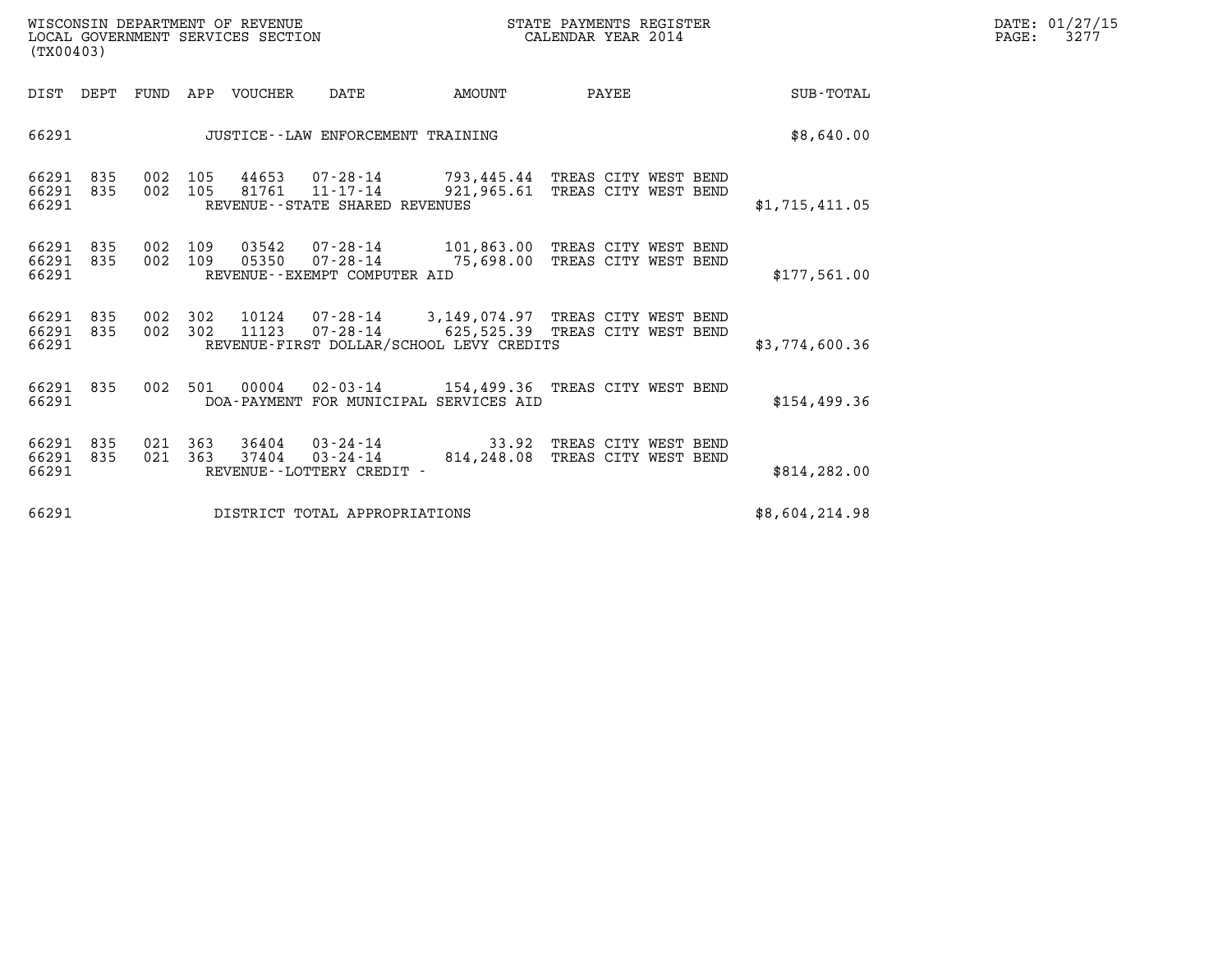WISCONSIN DEPARTMENT OF REVENUE
LOCAL GOVERNMENT SERVICES SECTION
(TX00403)

STATE PAYMENTS REGISTER
CALENDAR YEAR 2014

DATE: 01/27/15
PAGE: 3277

| DIST | DEPT | FUND | APP | VOUCHER | DATE | AMOUNT | PAYEE | SUB-TOTAL |
|---|---|---|---|---|---|---|---|---|
| 66291 | | | | JUSTICE--LAW ENFORCEMENT TRAINING | | | | $8,640.00 |
| 66291 | 835 | 002 | 105 | 44653 | 07-28-14 | 793,445.44 | TREAS CITY WEST BEND | |
| 66291 | 835 | 002 | 105 | 81761 | 11-17-14 | 921,965.61 | TREAS CITY WEST BEND | |
| 66291 | | | | REVENUE--STATE SHARED REVENUES | | | | $1,715,411.05 |
| 66291 | 835 | 002 | 109 | 03542 | 07-28-14 | 101,863.00 | TREAS CITY WEST BEND | |
| 66291 | 835 | 002 | 109 | 05350 | 07-28-14 | 75,698.00 | TREAS CITY WEST BEND | |
| 66291 | | | | REVENUE--EXEMPT COMPUTER AID | | | | $177,561.00 |
| 66291 | 835 | 002 | 302 | 10124 | 07-28-14 | 3,149,074.97 | TREAS CITY WEST BEND | |
| 66291 | 835 | 002 | 302 | 11123 | 07-28-14 | 625,525.39 | TREAS CITY WEST BEND | |
| 66291 | | | | REVENUE-FIRST DOLLAR/SCHOOL LEVY CREDITS | | | | $3,774,600.36 |
| 66291 | 835 | 002 | 501 | 00004 | 02-03-14 | 154,499.36 | TREAS CITY WEST BEND | |
| 66291 | | | | DOA-PAYMENT FOR MUNICIPAL SERVICES AID | | | | $154,499.36 |
| 66291 | 835 | 021 | 363 | 36404 | 03-24-14 | 33.92 | TREAS CITY WEST BEND | |
| 66291 | 835 | 021 | 363 | 37404 | 03-24-14 | 814,248.08 | TREAS CITY WEST BEND | |
| 66291 | | | | REVENUE--LOTTERY CREDIT - | | | | $814,282.00 |
| 66291 | | | | DISTRICT TOTAL APPROPRIATIONS | | | | $8,604,214.98 |